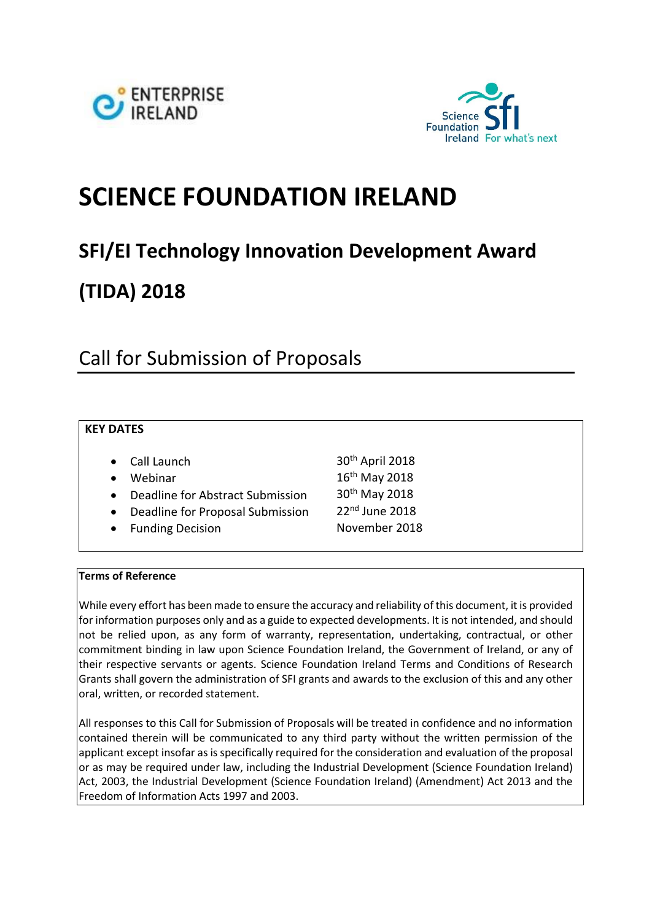# SCIENCE FOUNDATION IRELAND

## SFI/EI Technology Innovation Development Award (TIDA) 2018

## Call for Submission of Proposals

**KEY DATES**

| | |
|---|---|
| • Call Launch | 30th April 2018 |
| • Webinar | 16th May 2018 |
| • Deadline for Abstract Submission | 30th May 2018 |
| • Deadline for Proposal Submission | 22nd June 2018 |
| • Funding Decision | November 2018 |

**Terms of Reference**

While every effort has been made to ensure the accuracy and reliability of this document, it is provided for information purposes only and as a guide to expected developments. It is not intended, and should not be relied upon, as any form of warranty, representation, undertaking, contractual, or other commitment binding in law upon Science Foundation Ireland, the Government of Ireland, or any of their respective servants or agents. Science Foundation Ireland Terms and Conditions of Research Grants shall govern the administration of SFI grants and awards to the exclusion of this and any other oral, written, or recorded statement.

All responses to this Call for Submission of Proposals will be treated in confidence and no information contained therein will be communicated to any third party without the written permission of the applicant except insofar as is specifically required for the consideration and evaluation of the proposal or as may be required under law, including the Industrial Development (Science Foundation Ireland) Act, 2003, the Industrial Development (Science Foundation Ireland) (Amendment) Act 2013 and the Freedom of Information Acts 1997 and 2003.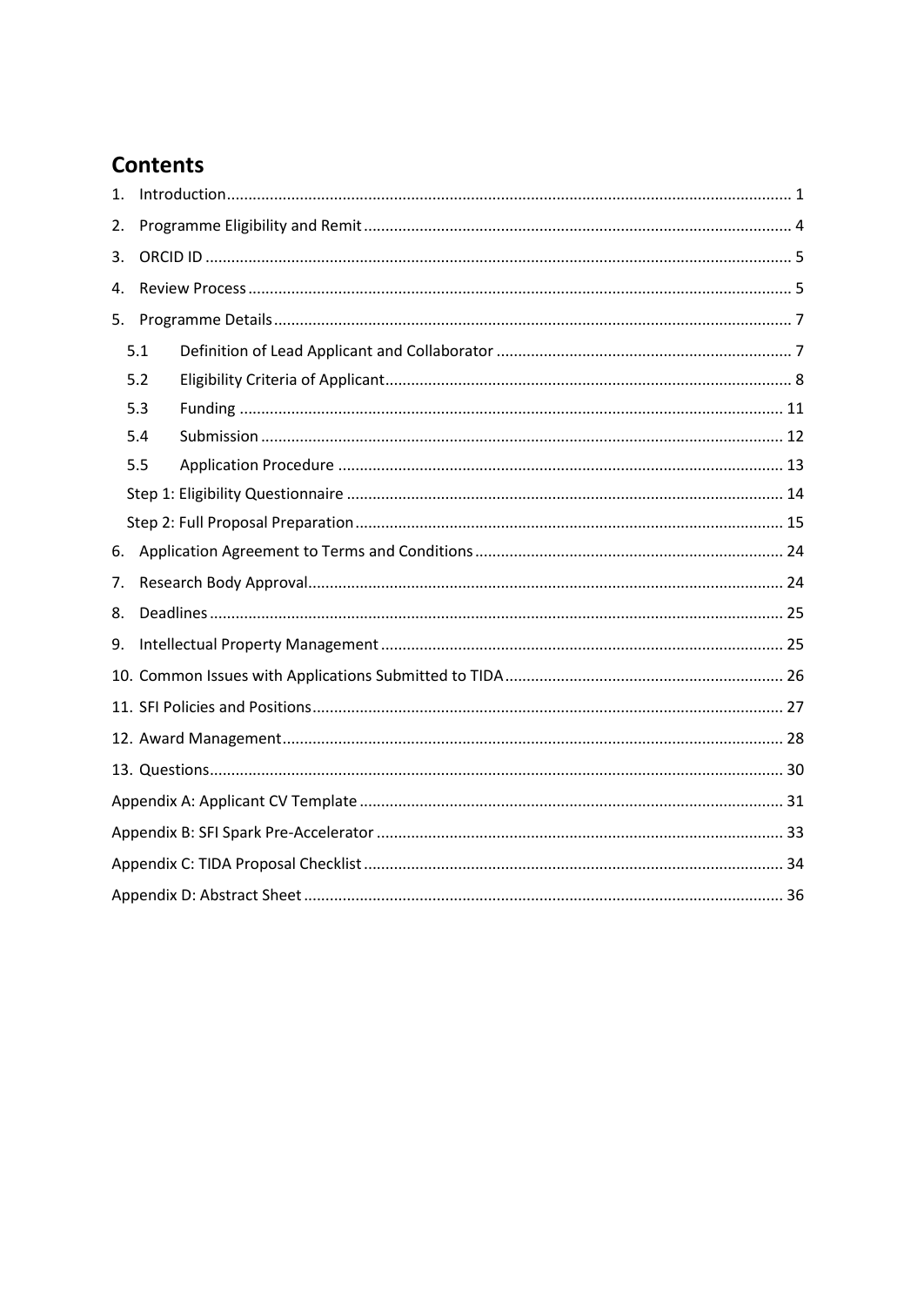# Contents

1. Introduction ... 1
2. Programme Eligibility and Remit ... 4
3. ORCID ID ... 5
4. Review Process ... 5
5. Programme Details ... 7
   - 5.1 Definition of Lead Applicant and Collaborator ... 7
   - 5.2 Eligibility Criteria of Applicant ... 8
   - 5.3 Funding ... 11
   - 5.4 Submission ... 12
   - 5.5 Application Procedure ... 13
   - Step 1: Eligibility Questionnaire ... 14
   - Step 2: Full Proposal Preparation ... 15
6. Application Agreement to Terms and Conditions ... 24
7. Research Body Approval ... 24
8. Deadlines ... 25
9. Intellectual Property Management ... 25
10. Common Issues with Applications Submitted to TIDA ... 26
11. SFI Policies and Positions ... 27
12. Award Management ... 28
13. Questions ... 30

Appendix A: Applicant CV Template ... 31

Appendix B: SFI Spark Pre-Accelerator ... 33

Appendix C: TIDA Proposal Checklist ... 34

Appendix D: Abstract Sheet ... 36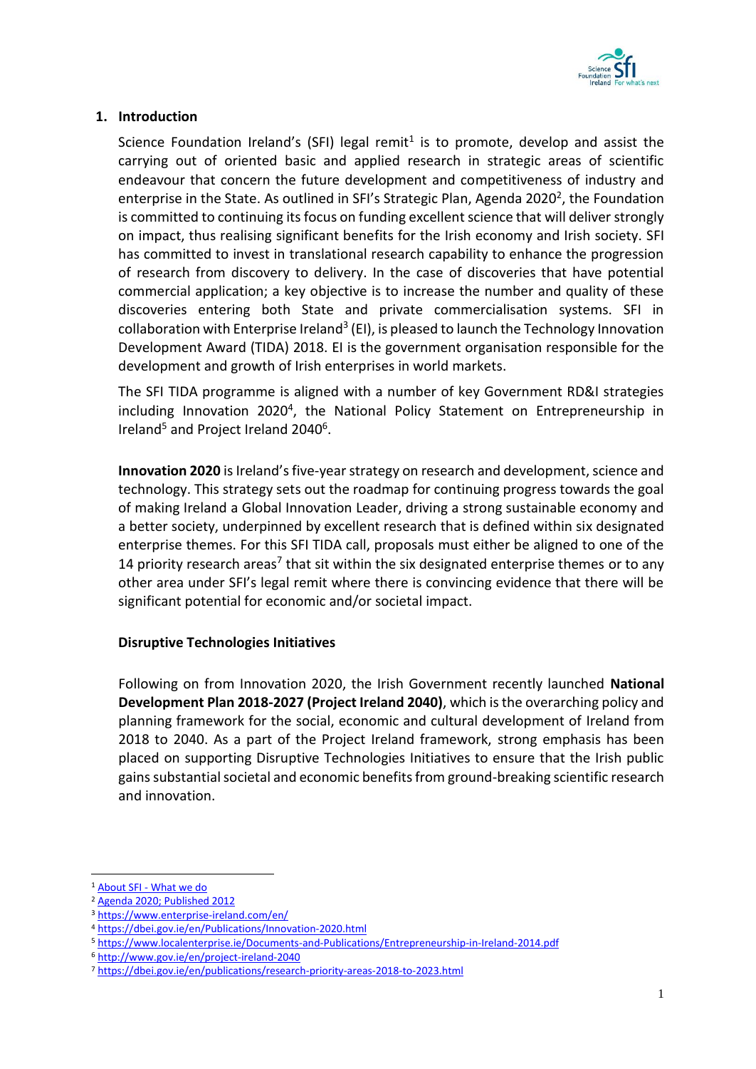## 1. Introduction

Science Foundation Ireland's (SFI) legal remit[1] is to promote, develop and assist the carrying out of oriented basic and applied research in strategic areas of scientific endeavour that concern the future development and competitiveness of industry and enterprise in the State. As outlined in SFI's Strategic Plan, Agenda 2020[2], the Foundation is committed to continuing its focus on funding excellent science that will deliver strongly on impact, thus realising significant benefits for the Irish economy and Irish society. SFI has committed to invest in translational research capability to enhance the progression of research from discovery to delivery. In the case of discoveries that have potential commercial application; a key objective is to increase the number and quality of these discoveries entering both State and private commercialisation systems. SFI in collaboration with Enterprise Ireland[3] (EI), is pleased to launch the Technology Innovation Development Award (TIDA) 2018. EI is the government organisation responsible for the development and growth of Irish enterprises in world markets.

The SFI TIDA programme is aligned with a number of key Government RD&I strategies including Innovation 2020[4], the National Policy Statement on Entrepreneurship in Ireland[5] and Project Ireland 2040[6].

**Innovation 2020** is Ireland's five-year strategy on research and development, science and technology. This strategy sets out the roadmap for continuing progress towards the goal of making Ireland a Global Innovation Leader, driving a strong sustainable economy and a better society, underpinned by excellent research that is defined within six designated enterprise themes. For this SFI TIDA call, proposals must either be aligned to one of the 14 priority research areas[7] that sit within the six designated enterprise themes or to any other area under SFI's legal remit where there is convincing evidence that there will be significant potential for economic and/or societal impact.

**Disruptive Technologies Initiatives**

Following on from Innovation 2020, the Irish Government recently launched **National Development Plan 2018-2027 (Project Ireland 2040)**, which is the overarching policy and planning framework for the social, economic and cultural development of Ireland from 2018 to 2040. As a part of the Project Ireland framework, strong emphasis has been placed on supporting Disruptive Technologies Initiatives to ensure that the Irish public gains substantial societal and economic benefits from ground-breaking scientific research and innovation.

---

[1] About SFI - What we do
[2] Agenda 2020; Published 2012
[3] https://www.enterprise-ireland.com/en/
[4] https://dbei.gov.ie/en/Publications/Innovation-2020.html
[5] https://www.localenterprise.ie/Documents-and-Publications/Entrepreneurship-in-Ireland-2014.pdf
[6] http://www.gov.ie/en/project-ireland-2040
[7] https://dbei.gov.ie/en/publications/research-priority-areas-2018-to-2023.html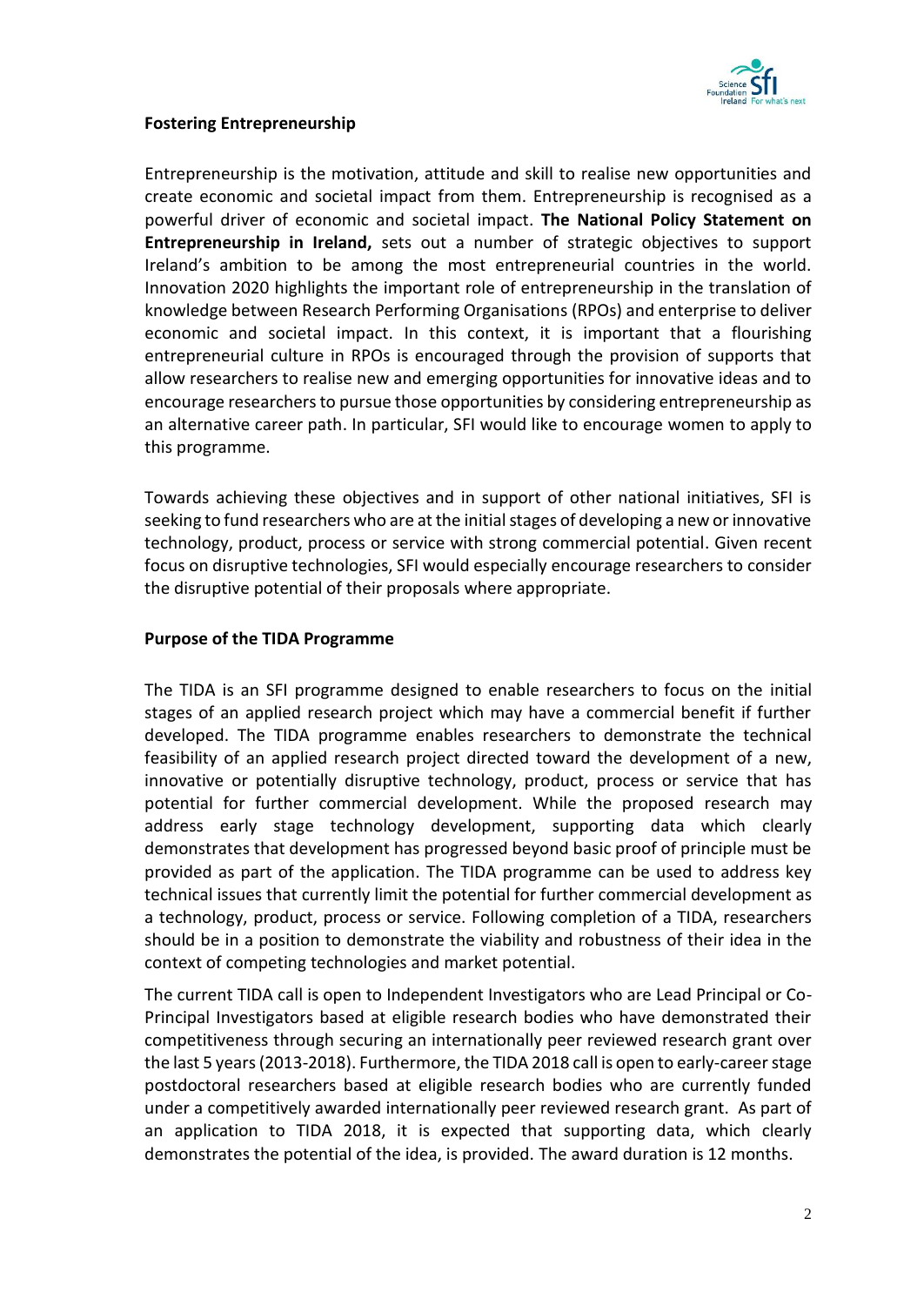**Fostering Entrepreneurship**

Entrepreneurship is the motivation, attitude and skill to realise new opportunities and create economic and societal impact from them. Entrepreneurship is recognised as a powerful driver of economic and societal impact. **The National Policy Statement on Entrepreneurship in Ireland,** sets out a number of strategic objectives to support Ireland's ambition to be among the most entrepreneurial countries in the world. Innovation 2020 highlights the important role of entrepreneurship in the translation of knowledge between Research Performing Organisations (RPOs) and enterprise to deliver economic and societal impact. In this context, it is important that a flourishing entrepreneurial culture in RPOs is encouraged through the provision of supports that allow researchers to realise new and emerging opportunities for innovative ideas and to encourage researchers to pursue those opportunities by considering entrepreneurship as an alternative career path. In particular, SFI would like to encourage women to apply to this programme.

Towards achieving these objectives and in support of other national initiatives, SFI is seeking to fund researchers who are at the initial stages of developing a new or innovative technology, product, process or service with strong commercial potential. Given recent focus on disruptive technologies, SFI would especially encourage researchers to consider the disruptive potential of their proposals where appropriate.

**Purpose of the TIDA Programme**

The TIDA is an SFI programme designed to enable researchers to focus on the initial stages of an applied research project which may have a commercial benefit if further developed. The TIDA programme enables researchers to demonstrate the technical feasibility of an applied research project directed toward the development of a new, innovative or potentially disruptive technology, product, process or service that has potential for further commercial development. While the proposed research may address early stage technology development, supporting data which clearly demonstrates that development has progressed beyond basic proof of principle must be provided as part of the application. The TIDA programme can be used to address key technical issues that currently limit the potential for further commercial development as a technology, product, process or service. Following completion of a TIDA, researchers should be in a position to demonstrate the viability and robustness of their idea in the context of competing technologies and market potential.

The current TIDA call is open to Independent Investigators who are Lead Principal or Co-Principal Investigators based at eligible research bodies who have demonstrated their competitiveness through securing an internationally peer reviewed research grant over the last 5 years (2013-2018). Furthermore, the TIDA 2018 call is open to early-career stage postdoctoral researchers based at eligible research bodies who are currently funded under a competitively awarded internationally peer reviewed research grant. As part of an application to TIDA 2018, it is expected that supporting data, which clearly demonstrates the potential of the idea, is provided. The award duration is 12 months.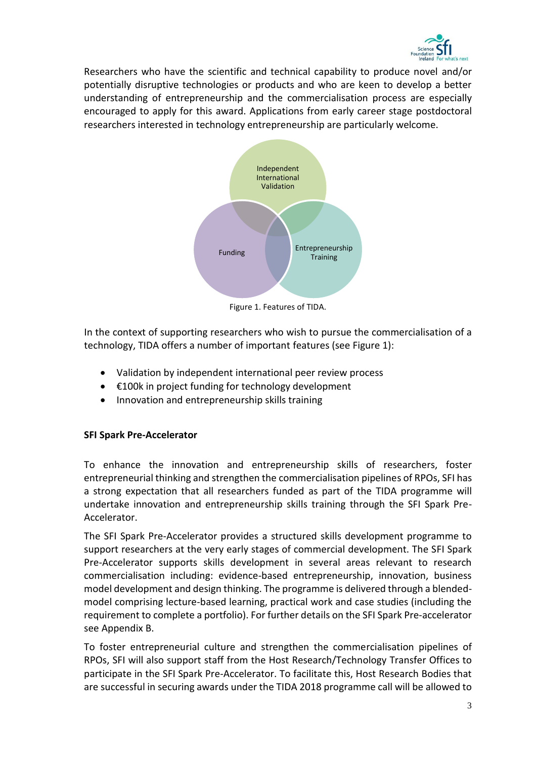Researchers who have the scientific and technical capability to produce novel and/or potentially disruptive technologies or products and who are keen to develop a better understanding of entrepreneurship and the commercialisation process are especially encouraged to apply for this award. Applications from early career stage postdoctoral researchers interested in technology entrepreneurship are particularly welcome.

Independent International Validation

Funding

Entrepreneurship Training

Figure 1. Features of TIDA.

In the context of supporting researchers who wish to pursue the commercialisation of a technology, TIDA offers a number of important features (see Figure 1):

- Validation by independent international peer review process
- €100k in project funding for technology development
- Innovation and entrepreneurship skills training

**SFI Spark Pre-Accelerator**

To enhance the innovation and entrepreneurship skills of researchers, foster entrepreneurial thinking and strengthen the commercialisation pipelines of RPOs, SFI has a strong expectation that all researchers funded as part of the TIDA programme will undertake innovation and entrepreneurship skills training through the SFI Spark Pre-Accelerator.

The SFI Spark Pre-Accelerator provides a structured skills development programme to support researchers at the very early stages of commercial development. The SFI Spark Pre-Accelerator supports skills development in several areas relevant to research commercialisation including: evidence-based entrepreneurship, innovation, business model development and design thinking. The programme is delivered through a blended-model comprising lecture-based learning, practical work and case studies (including the requirement to complete a portfolio). For further details on the SFI Spark Pre-accelerator see Appendix B.

To foster entrepreneurial culture and strengthen the commercialisation pipelines of RPOs, SFI will also support staff from the Host Research/Technology Transfer Offices to participate in the SFI Spark Pre-Accelerator. To facilitate this, Host Research Bodies that are successful in securing awards under the TIDA 2018 programme call will be allowed to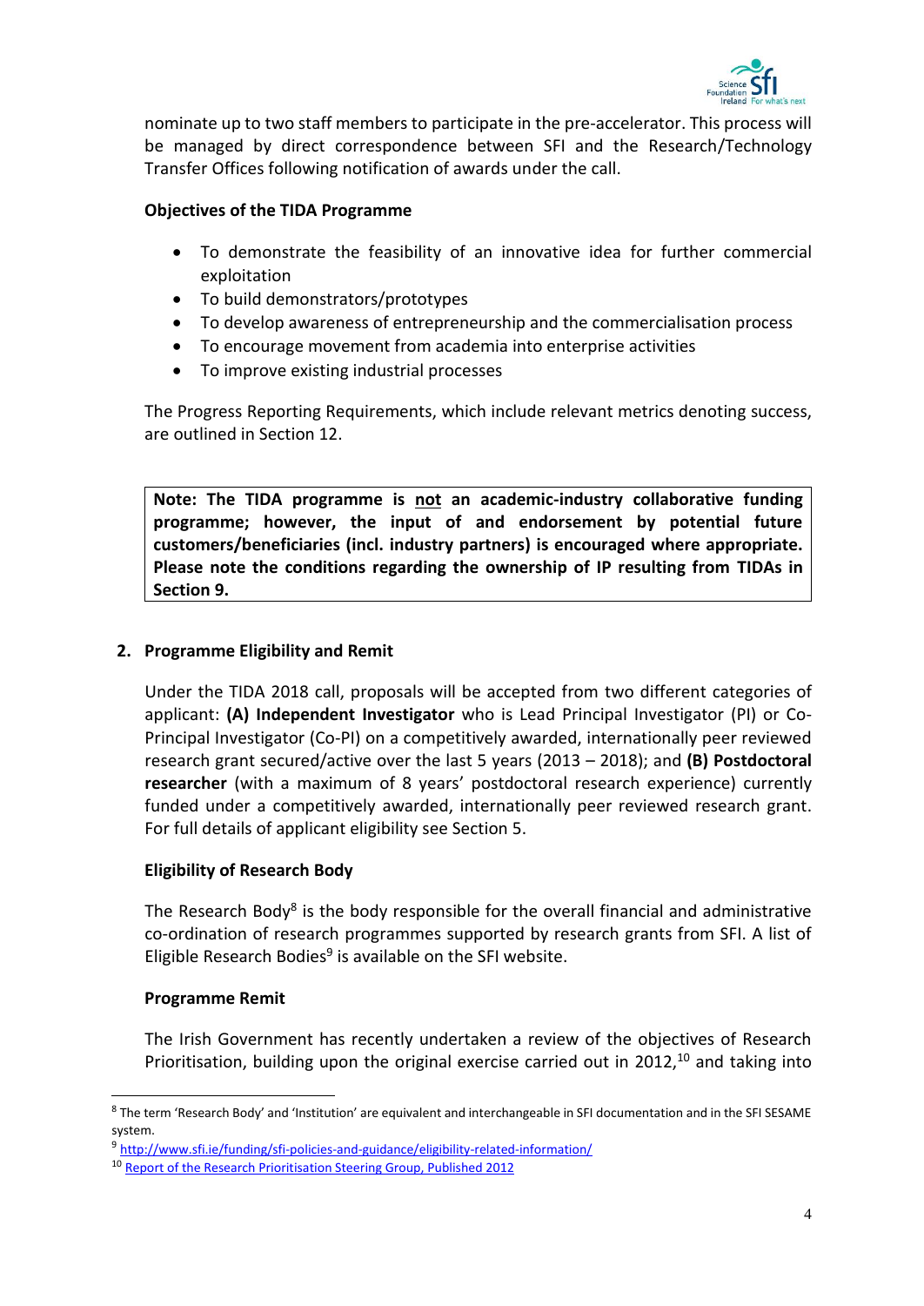nominate up to two staff members to participate in the pre-accelerator. This process will be managed by direct correspondence between SFI and the Research/Technology Transfer Offices following notification of awards under the call.

**Objectives of the TIDA Programme**

- To demonstrate the feasibility of an innovative idea for further commercial exploitation
- To build demonstrators/prototypes
- To develop awareness of entrepreneurship and the commercialisation process
- To encourage movement from academia into enterprise activities
- To improve existing industrial processes

The Progress Reporting Requirements, which include relevant metrics denoting success, are outlined in Section 12.

> **Note: The TIDA programme is <u>not</u> an academic-industry collaborative funding programme; however, the input of and endorsement by potential future customers/beneficiaries (incl. industry partners) is encouraged where appropriate. Please note the conditions regarding the ownership of IP resulting from TIDAs in Section 9.**

## 2. Programme Eligibility and Remit

Under the TIDA 2018 call, proposals will be accepted from two different categories of applicant: **(A) Independent Investigator** who is Lead Principal Investigator (PI) or Co-Principal Investigator (Co-PI) on a competitively awarded, internationally peer reviewed research grant secured/active over the last 5 years (2013 – 2018); and **(B) Postdoctoral researcher** (with a maximum of 8 years' postdoctoral research experience) currently funded under a competitively awarded, internationally peer reviewed research grant. For full details of applicant eligibility see Section 5.

**Eligibility of Research Body**

The Research Body[8] is the body responsible for the overall financial and administrative co-ordination of research programmes supported by research grants from SFI. A list of Eligible Research Bodies[9] is available on the SFI website.

**Programme Remit**

The Irish Government has recently undertaken a review of the objectives of Research Prioritisation, building upon the original exercise carried out in 2012,[10] and taking into

---

[8] The term 'Research Body' and 'Institution' are equivalent and interchangeable in SFI documentation and in the SFI SESAME system.

[9] http://www.sfi.ie/funding/sfi-policies-and-guidance/eligibility-related-information/

[10] Report of the Research Prioritisation Steering Group, Published 2012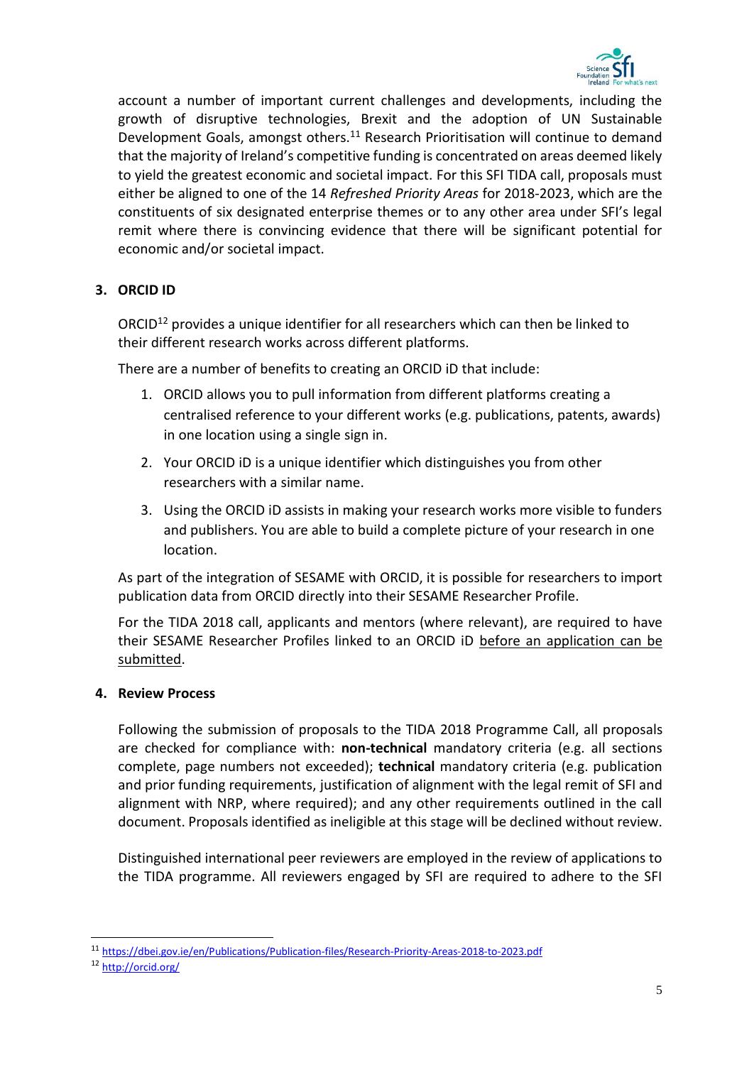account a number of important current challenges and developments, including the growth of disruptive technologies, Brexit and the adoption of UN Sustainable Development Goals, amongst others.[11] Research Prioritisation will continue to demand that the majority of Ireland's competitive funding is concentrated on areas deemed likely to yield the greatest economic and societal impact. For this SFI TIDA call, proposals must either be aligned to one of the 14 *Refreshed Priority Areas* for 2018-2023, which are the constituents of six designated enterprise themes or to any other area under SFI's legal remit where there is convincing evidence that there will be significant potential for economic and/or societal impact.

## 3. ORCID ID

ORCID[12] provides a unique identifier for all researchers which can then be linked to their different research works across different platforms.

There are a number of benefits to creating an ORCID iD that include:

1. ORCID allows you to pull information from different platforms creating a centralised reference to your different works (e.g. publications, patents, awards) in one location using a single sign in.
2. Your ORCID iD is a unique identifier which distinguishes you from other researchers with a similar name.
3. Using the ORCID iD assists in making your research works more visible to funders and publishers. You are able to build a complete picture of your research in one location.

As part of the integration of SESAME with ORCID, it is possible for researchers to import publication data from ORCID directly into their SESAME Researcher Profile.

For the TIDA 2018 call, applicants and mentors (where relevant), are required to have their SESAME Researcher Profiles linked to an ORCID iD before an application can be submitted.

## 4. Review Process

Following the submission of proposals to the TIDA 2018 Programme Call, all proposals are checked for compliance with: **non-technical** mandatory criteria (e.g. all sections complete, page numbers not exceeded); **technical** mandatory criteria (e.g. publication and prior funding requirements, justification of alignment with the legal remit of SFI and alignment with NRP, where required); and any other requirements outlined in the call document. Proposals identified as ineligible at this stage will be declined without review.

Distinguished international peer reviewers are employed in the review of applications to the TIDA programme. All reviewers engaged by SFI are required to adhere to the SFI

[11] https://dbei.gov.ie/en/Publications/Publication-files/Research-Priority-Areas-2018-to-2023.pdf

[12] http://orcid.org/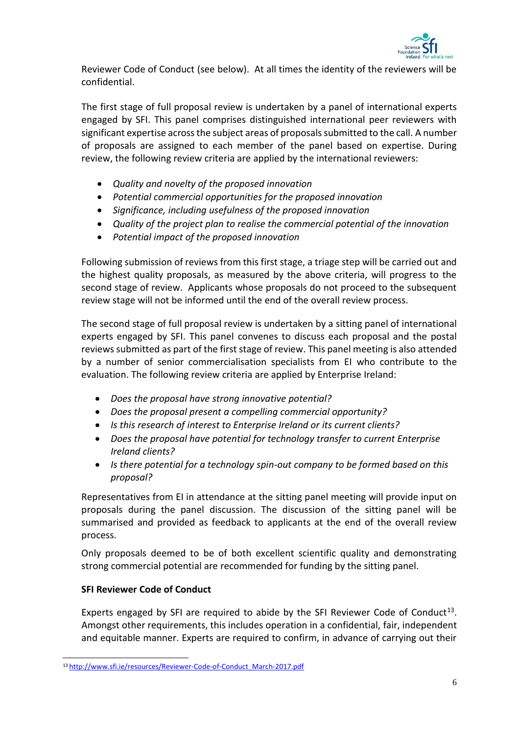Reviewer Code of Conduct (see below). At all times the identity of the reviewers will be confidential.

The first stage of full proposal review is undertaken by a panel of international experts engaged by SFI. This panel comprises distinguished international peer reviewers with significant expertise across the subject areas of proposals submitted to the call. A number of proposals are assigned to each member of the panel based on expertise. During review, the following review criteria are applied by the international reviewers:

- *Quality and novelty of the proposed innovation*
- *Potential commercial opportunities for the proposed innovation*
- *Significance, including usefulness of the proposed innovation*
- *Quality of the project plan to realise the commercial potential of the innovation*
- *Potential impact of the proposed innovation*

Following submission of reviews from this first stage, a triage step will be carried out and the highest quality proposals, as measured by the above criteria, will progress to the second stage of review. Applicants whose proposals do not proceed to the subsequent review stage will not be informed until the end of the overall review process.

The second stage of full proposal review is undertaken by a sitting panel of international experts engaged by SFI. This panel convenes to discuss each proposal and the postal reviews submitted as part of the first stage of review. This panel meeting is also attended by a number of senior commercialisation specialists from EI who contribute to the evaluation. The following review criteria are applied by Enterprise Ireland:

- *Does the proposal have strong innovative potential?*
- *Does the proposal present a compelling commercial opportunity?*
- *Is this research of interest to Enterprise Ireland or its current clients?*
- *Does the proposal have potential for technology transfer to current Enterprise Ireland clients?*
- *Is there potential for a technology spin-out company to be formed based on this proposal?*

Representatives from EI in attendance at the sitting panel meeting will provide input on proposals during the panel discussion. The discussion of the sitting panel will be summarised and provided as feedback to applicants at the end of the overall review process.

Only proposals deemed to be of both excellent scientific quality and demonstrating strong commercial potential are recommended for funding by the sitting panel.

**SFI Reviewer Code of Conduct**

Experts engaged by SFI are required to abide by the SFI Reviewer Code of Conduct[13]. Amongst other requirements, this includes operation in a confidential, fair, independent and equitable manner. Experts are required to confirm, in advance of carrying out their

[13] http://www.sfi.ie/resources/Reviewer-Code-of-Conduct_March-2017.pdf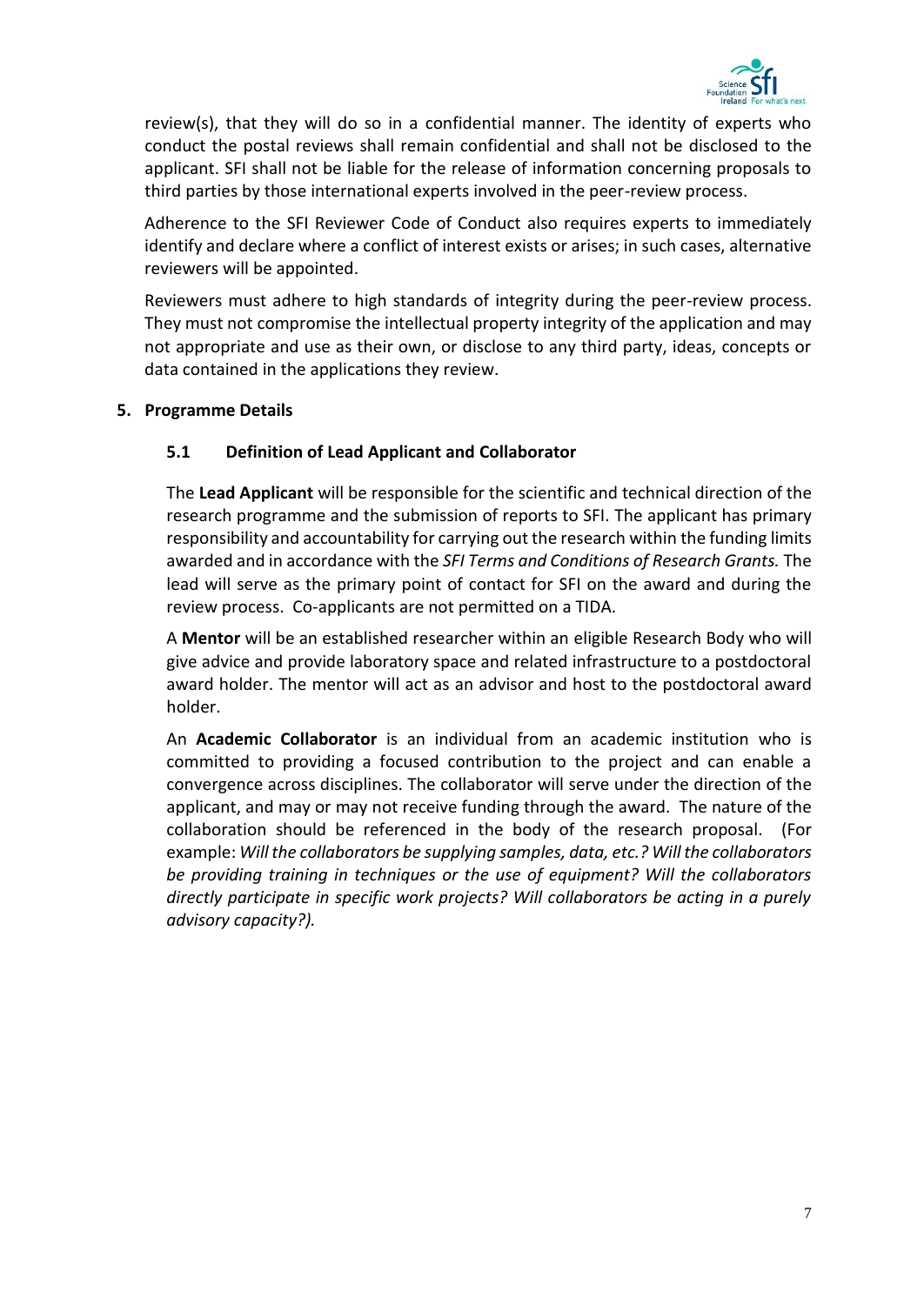review(s), that they will do so in a confidential manner. The identity of experts who conduct the postal reviews shall remain confidential and shall not be disclosed to the applicant. SFI shall not be liable for the release of information concerning proposals to third parties by those international experts involved in the peer-review process.

Adherence to the SFI Reviewer Code of Conduct also requires experts to immediately identify and declare where a conflict of interest exists or arises; in such cases, alternative reviewers will be appointed.

Reviewers must adhere to high standards of integrity during the peer-review process. They must not compromise the intellectual property integrity of the application and may not appropriate and use as their own, or disclose to any third party, ideas, concepts or data contained in the applications they review.

## 5. Programme Details

### 5.1 Definition of Lead Applicant and Collaborator

The **Lead Applicant** will be responsible for the scientific and technical direction of the research programme and the submission of reports to SFI. The applicant has primary responsibility and accountability for carrying out the research within the funding limits awarded and in accordance with the *SFI Terms and Conditions of Research Grants.* The lead will serve as the primary point of contact for SFI on the award and during the review process. Co-applicants are not permitted on a TIDA.

A **Mentor** will be an established researcher within an eligible Research Body who will give advice and provide laboratory space and related infrastructure to a postdoctoral award holder. The mentor will act as an advisor and host to the postdoctoral award holder.

An **Academic Collaborator** is an individual from an academic institution who is committed to providing a focused contribution to the project and can enable a convergence across disciplines. The collaborator will serve under the direction of the applicant, and may or may not receive funding through the award. The nature of the collaboration should be referenced in the body of the research proposal. (For example: *Will the collaborators be supplying samples, data, etc.? Will the collaborators be providing training in techniques or the use of equipment? Will the collaborators directly participate in specific work projects? Will collaborators be acting in a purely advisory capacity?).*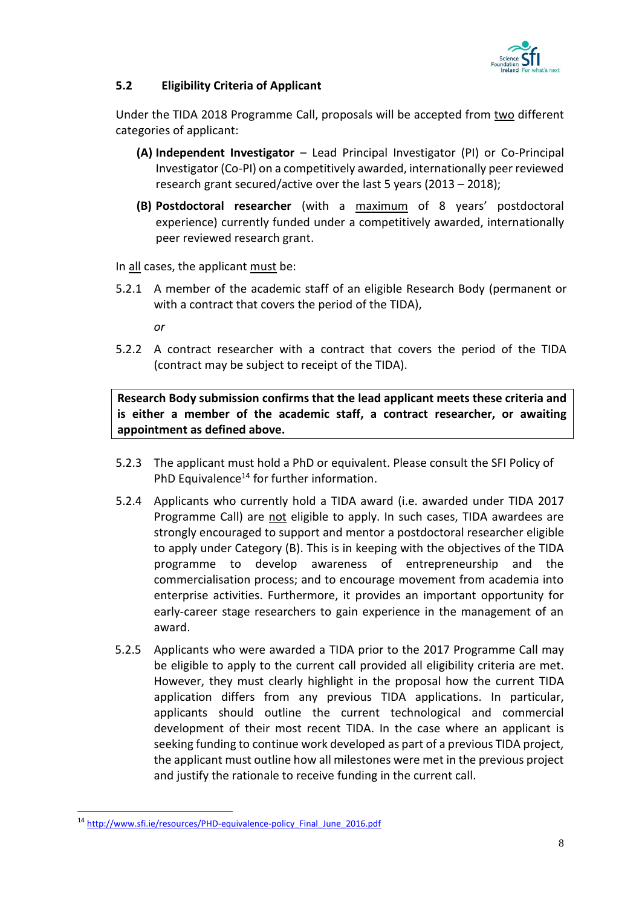### 5.2 Eligibility Criteria of Applicant

Under the TIDA 2018 Programme Call, proposals will be accepted from two different categories of applicant:

- **(A) Independent Investigator** – Lead Principal Investigator (PI) or Co-Principal Investigator (Co-PI) on a competitively awarded, internationally peer reviewed research grant secured/active over the last 5 years (2013 – 2018);
- **(B) Postdoctoral researcher** (with a maximum of 8 years' postdoctoral experience) currently funded under a competitively awarded, internationally peer reviewed research grant.

In all cases, the applicant must be:

5.2.1 A member of the academic staff of an eligible Research Body (permanent or with a contract that covers the period of the TIDA),

*or*

5.2.2 A contract researcher with a contract that covers the period of the TIDA (contract may be subject to receipt of the TIDA).

**Research Body submission confirms that the lead applicant meets these criteria and is either a member of the academic staff, a contract researcher, or awaiting appointment as defined above.**

5.2.3 The applicant must hold a PhD or equivalent. Please consult the SFI Policy of PhD Equivalence[14] for further information.

5.2.4 Applicants who currently hold a TIDA award (i.e. awarded under TIDA 2017 Programme Call) are not eligible to apply. In such cases, TIDA awardees are strongly encouraged to support and mentor a postdoctoral researcher eligible to apply under Category (B). This is in keeping with the objectives of the TIDA programme to develop awareness of entrepreneurship and the commercialisation process; and to encourage movement from academia into enterprise activities. Furthermore, it provides an important opportunity for early-career stage researchers to gain experience in the management of an award.

5.2.5 Applicants who were awarded a TIDA prior to the 2017 Programme Call may be eligible to apply to the current call provided all eligibility criteria are met. However, they must clearly highlight in the proposal how the current TIDA application differs from any previous TIDA applications. In particular, applicants should outline the current technological and commercial development of their most recent TIDA. In the case where an applicant is seeking funding to continue work developed as part of a previous TIDA project, the applicant must outline how all milestones were met in the previous project and justify the rationale to receive funding in the current call.

---

[14] http://www.sfi.ie/resources/PHD-equivalence-policy_Final_June_2016.pdf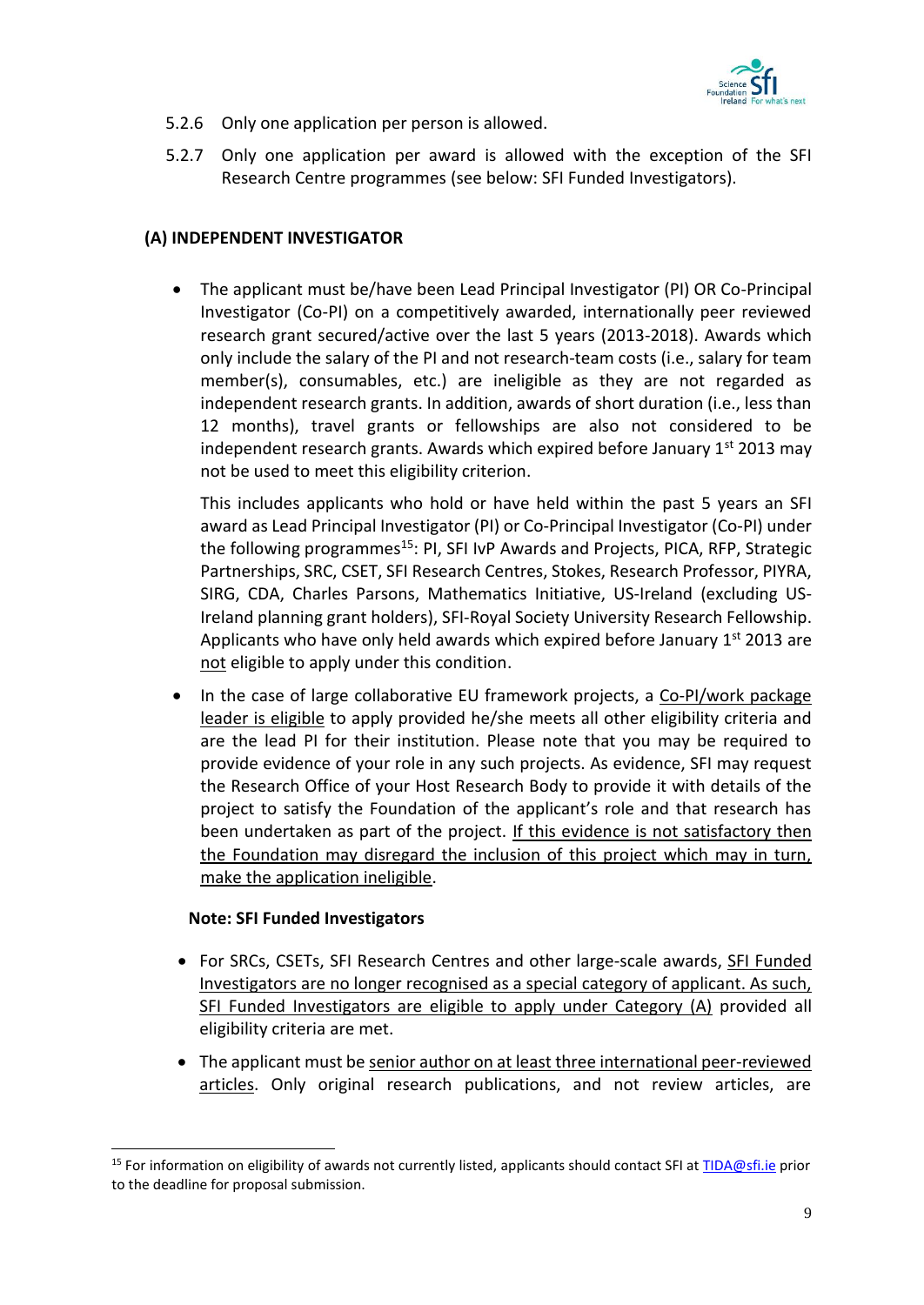5.2.6 Only one application per person is allowed.

5.2.7 Only one application per award is allowed with the exception of the SFI Research Centre programmes (see below: SFI Funded Investigators).

**(A) INDEPENDENT INVESTIGATOR**

- The applicant must be/have been Lead Principal Investigator (PI) OR Co-Principal Investigator (Co-PI) on a competitively awarded, internationally peer reviewed research grant secured/active over the last 5 years (2013-2018). Awards which only include the salary of the PI and not research-team costs (i.e., salary for team member(s), consumables, etc.) are ineligible as they are not regarded as independent research grants. In addition, awards of short duration (i.e., less than 12 months), travel grants or fellowships are also not considered to be independent research grants. Awards which expired before January 1st 2013 may not be used to meet this eligibility criterion.

  This includes applicants who hold or have held within the past 5 years an SFI award as Lead Principal Investigator (PI) or Co-Principal Investigator (Co-PI) under the following programmes[15]: PI, SFI IvP Awards and Projects, PICA, RFP, Strategic Partnerships, SRC, CSET, SFI Research Centres, Stokes, Research Professor, PIYRA, SIRG, CDA, Charles Parsons, Mathematics Initiative, US-Ireland (excluding US-Ireland planning grant holders), SFI-Royal Society University Research Fellowship. Applicants who have only held awards which expired before January 1st 2013 are not eligible to apply under this condition.

- In the case of large collaborative EU framework projects, a Co-PI/work package leader is eligible to apply provided he/she meets all other eligibility criteria and are the lead PI for their institution. Please note that you may be required to provide evidence of your role in any such projects. As evidence, SFI may request the Research Office of your Host Research Body to provide it with details of the project to satisfy the Foundation of the applicant's role and that research has been undertaken as part of the project. If this evidence is not satisfactory then the Foundation may disregard the inclusion of this project which may in turn, make the application ineligible.

**Note: SFI Funded Investigators**

- For SRCs, CSETs, SFI Research Centres and other large-scale awards, SFI Funded Investigators are no longer recognised as a special category of applicant. As such, SFI Funded Investigators are eligible to apply under Category (A) provided all eligibility criteria are met.

- The applicant must be senior author on at least three international peer-reviewed articles. Only original research publications, and not review articles, are

[15] For information on eligibility of awards not currently listed, applicants should contact SFI at TIDA@sfi.ie prior to the deadline for proposal submission.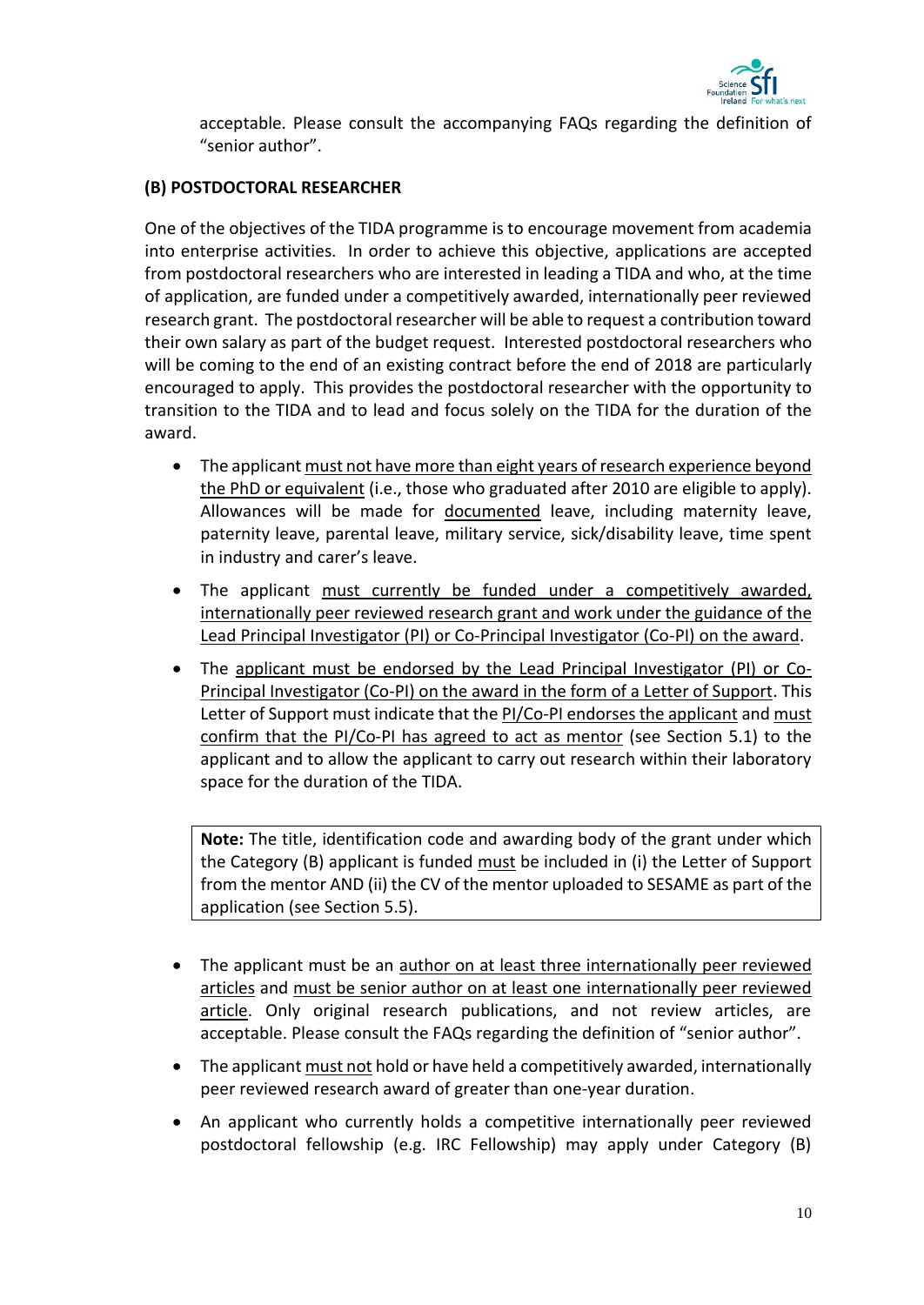acceptable. Please consult the accompanying FAQs regarding the definition of "senior author".

**(B) POSTDOCTORAL RESEARCHER**

One of the objectives of the TIDA programme is to encourage movement from academia into enterprise activities. In order to achieve this objective, applications are accepted from postdoctoral researchers who are interested in leading a TIDA and who, at the time of application, are funded under a competitively awarded, internationally peer reviewed research grant. The postdoctoral researcher will be able to request a contribution toward their own salary as part of the budget request. Interested postdoctoral researchers who will be coming to the end of an existing contract before the end of 2018 are particularly encouraged to apply. This provides the postdoctoral researcher with the opportunity to transition to the TIDA and to lead and focus solely on the TIDA for the duration of the award.

- The applicant must not have more than eight years of research experience beyond the PhD or equivalent (i.e., those who graduated after 2010 are eligible to apply). Allowances will be made for documented leave, including maternity leave, paternity leave, parental leave, military service, sick/disability leave, time spent in industry and carer's leave.
- The applicant must currently be funded under a competitively awarded, internationally peer reviewed research grant and work under the guidance of the Lead Principal Investigator (PI) or Co-Principal Investigator (Co-PI) on the award.
- The applicant must be endorsed by the Lead Principal Investigator (PI) or Co-Principal Investigator (Co-PI) on the award in the form of a Letter of Support. This Letter of Support must indicate that the PI/Co-PI endorses the applicant and must confirm that the PI/Co-PI has agreed to act as mentor (see Section 5.1) to the applicant and to allow the applicant to carry out research within their laboratory space for the duration of the TIDA.

> **Note:** The title, identification code and awarding body of the grant under which the Category (B) applicant is funded must be included in (i) the Letter of Support from the mentor AND (ii) the CV of the mentor uploaded to SESAME as part of the application (see Section 5.5).

- The applicant must be an author on at least three internationally peer reviewed articles and must be senior author on at least one internationally peer reviewed article. Only original research publications, and not review articles, are acceptable. Please consult the FAQs regarding the definition of "senior author".
- The applicant must not hold or have held a competitively awarded, internationally peer reviewed research award of greater than one-year duration.
- An applicant who currently holds a competitive internationally peer reviewed postdoctoral fellowship (e.g. IRC Fellowship) may apply under Category (B)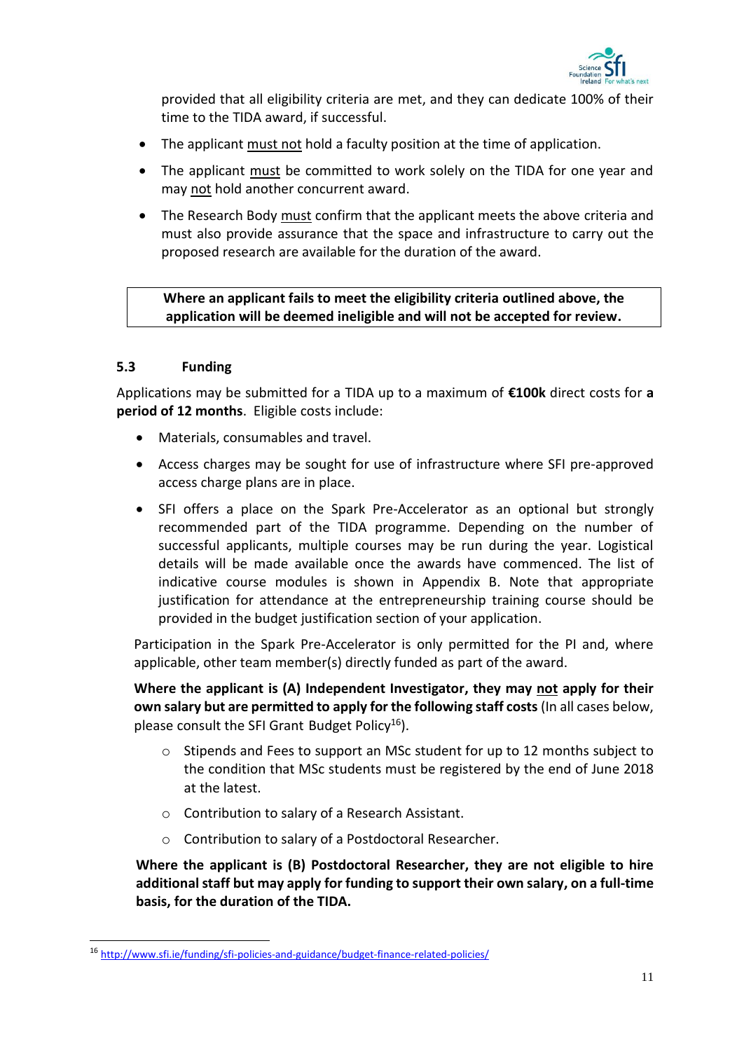provided that all eligibility criteria are met, and they can dedicate 100% of their time to the TIDA award, if successful.

- The applicant must not hold a faculty position at the time of application.
- The applicant must be committed to work solely on the TIDA for one year and may not hold another concurrent award.
- The Research Body must confirm that the applicant meets the above criteria and must also provide assurance that the space and infrastructure to carry out the proposed research are available for the duration of the award.

**Where an applicant fails to meet the eligibility criteria outlined above, the application will be deemed ineligible and will not be accepted for review.**

### 5.3 Funding

Applications may be submitted for a TIDA up to a maximum of **€100k** direct costs for **a period of 12 months**. Eligible costs include:

- Materials, consumables and travel.
- Access charges may be sought for use of infrastructure where SFI pre-approved access charge plans are in place.
- SFI offers a place on the Spark Pre-Accelerator as an optional but strongly recommended part of the TIDA programme. Depending on the number of successful applicants, multiple courses may be run during the year. Logistical details will be made available once the awards have commenced. The list of indicative course modules is shown in Appendix B. Note that appropriate justification for attendance at the entrepreneurship training course should be provided in the budget justification section of your application.

Participation in the Spark Pre-Accelerator is only permitted for the PI and, where applicable, other team member(s) directly funded as part of the award.

**Where the applicant is (A) Independent Investigator, they may not apply for their own salary but are permitted to apply for the following staff costs** (In all cases below, please consult the SFI Grant Budget Policy[16]).

- Stipends and Fees to support an MSc student for up to 12 months subject to the condition that MSc students must be registered by the end of June 2018 at the latest.
- Contribution to salary of a Research Assistant.
- Contribution to salary of a Postdoctoral Researcher.

**Where the applicant is (B) Postdoctoral Researcher, they are not eligible to hire additional staff but may apply for funding to support their own salary, on a full-time basis, for the duration of the TIDA.**

[16] http://www.sfi.ie/funding/sfi-policies-and-guidance/budget-finance-related-policies/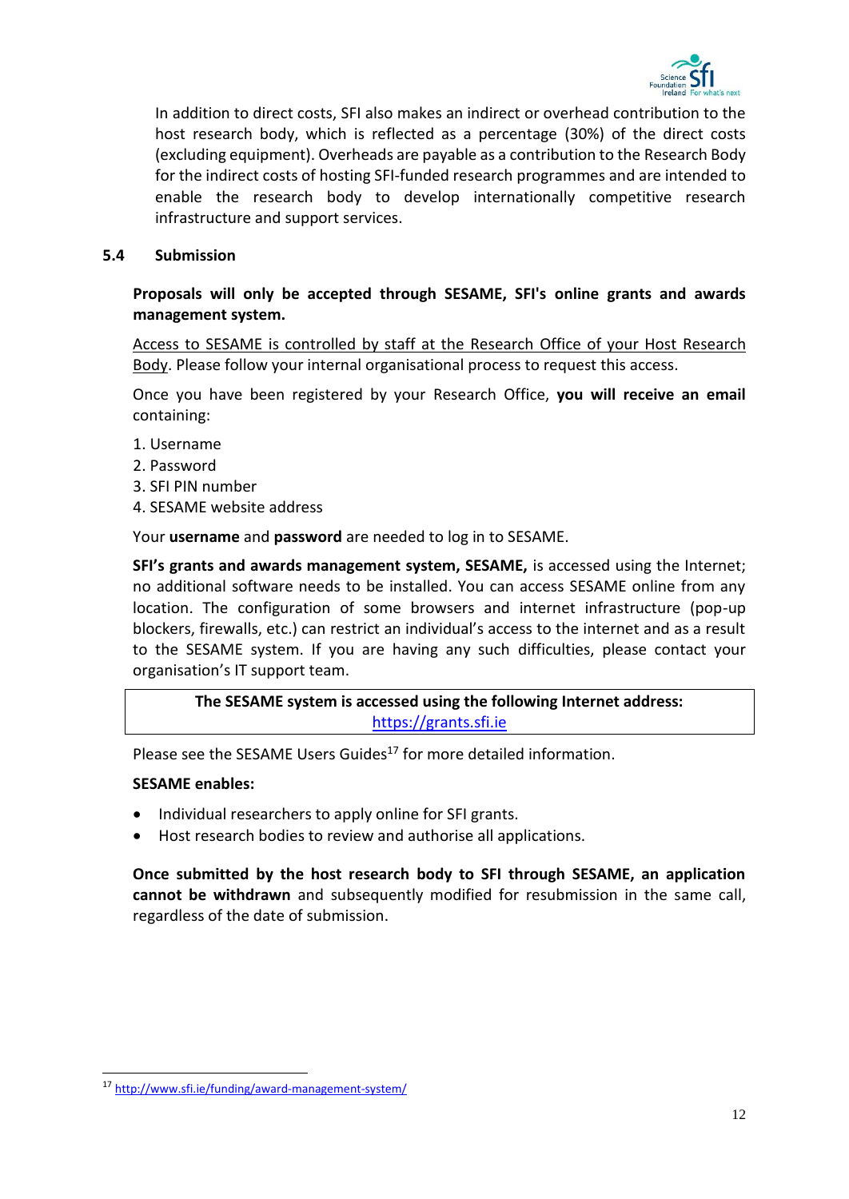In addition to direct costs, SFI also makes an indirect or overhead contribution to the host research body, which is reflected as a percentage (30%) of the direct costs (excluding equipment). Overheads are payable as a contribution to the Research Body for the indirect costs of hosting SFI-funded research programmes and are intended to enable the research body to develop internationally competitive research infrastructure and support services.

### 5.4 Submission

**Proposals will only be accepted through SESAME, SFI's online grants and awards management system.**

Access to SESAME is controlled by staff at the Research Office of your Host Research Body. Please follow your internal organisational process to request this access.

Once you have been registered by your Research Office, **you will receive an email** containing:

1. Username
2. Password
3. SFI PIN number
4. SESAME website address

Your **username** and **password** are needed to log in to SESAME.

**SFI's grants and awards management system, SESAME,** is accessed using the Internet; no additional software needs to be installed. You can access SESAME online from any location. The configuration of some browsers and internet infrastructure (pop-up blockers, firewalls, etc.) can restrict an individual's access to the internet and as a result to the SESAME system. If you are having any such difficulties, please contact your organisation's IT support team.

**The SESAME system is accessed using the following Internet address:**
https://grants.sfi.ie

Please see the SESAME Users Guides[17] for more detailed information.

**SESAME enables:**

- Individual researchers to apply online for SFI grants.
- Host research bodies to review and authorise all applications.

**Once submitted by the host research body to SFI through SESAME, an application cannot be withdrawn** and subsequently modified for resubmission in the same call, regardless of the date of submission.

[17] http://www.sfi.ie/funding/award-management-system/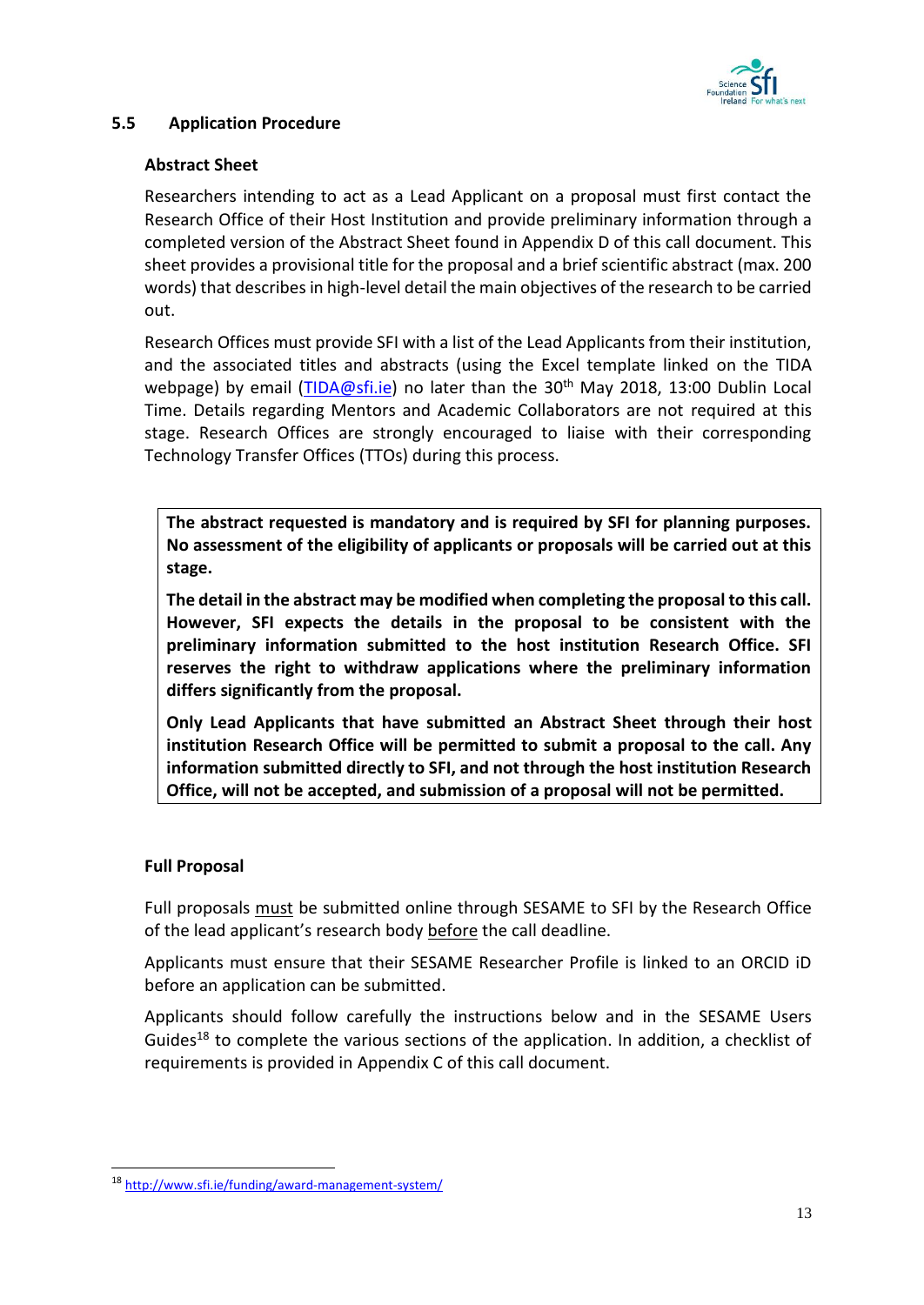## 5.5 Application Procedure

### Abstract Sheet

Researchers intending to act as a Lead Applicant on a proposal must first contact the Research Office of their Host Institution and provide preliminary information through a completed version of the Abstract Sheet found in Appendix D of this call document. This sheet provides a provisional title for the proposal and a brief scientific abstract (max. 200 words) that describes in high-level detail the main objectives of the research to be carried out.

Research Offices must provide SFI with a list of the Lead Applicants from their institution, and the associated titles and abstracts (using the Excel template linked on the TIDA webpage) by email (TIDA@sfi.ie) no later than the 30th May 2018, 13:00 Dublin Local Time. Details regarding Mentors and Academic Collaborators are not required at this stage. Research Offices are strongly encouraged to liaise with their corresponding Technology Transfer Offices (TTOs) during this process.

> **The abstract requested is mandatory and is required by SFI for planning purposes. No assessment of the eligibility of applicants or proposals will be carried out at this stage.**
>
> **The detail in the abstract may be modified when completing the proposal to this call. However, SFI expects the details in the proposal to be consistent with the preliminary information submitted to the host institution Research Office. SFI reserves the right to withdraw applications where the preliminary information differs significantly from the proposal.**
>
> **Only Lead Applicants that have submitted an Abstract Sheet through their host institution Research Office will be permitted to submit a proposal to the call. Any information submitted directly to SFI, and not through the host institution Research Office, will not be accepted, and submission of a proposal will not be permitted.**

### Full Proposal

Full proposals <u>must</u> be submitted online through SESAME to SFI by the Research Office of the lead applicant's research body <u>before</u> the call deadline.

Applicants must ensure that their SESAME Researcher Profile is linked to an ORCID iD before an application can be submitted.

Applicants should follow carefully the instructions below and in the SESAME Users Guides[18] to complete the various sections of the application. In addition, a checklist of requirements is provided in Appendix C of this call document.

---

[18] http://www.sfi.ie/funding/award-management-system/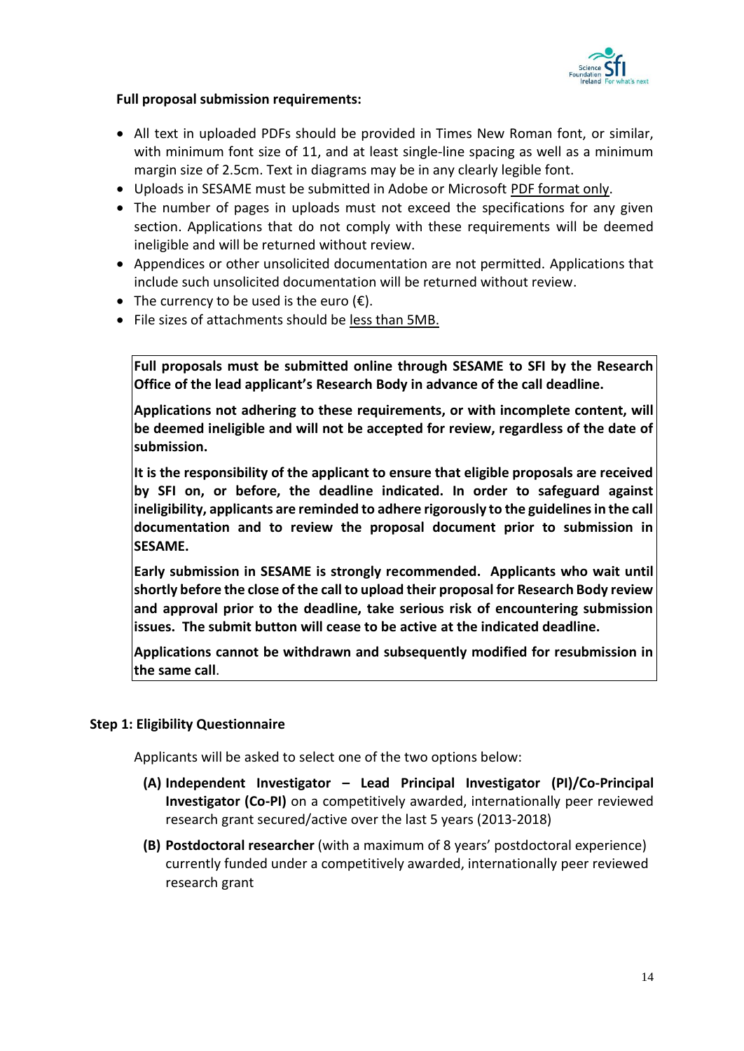**Full proposal submission requirements:**

- All text in uploaded PDFs should be provided in Times New Roman font, or similar, with minimum font size of 11, and at least single-line spacing as well as a minimum margin size of 2.5cm. Text in diagrams may be in any clearly legible font.
- Uploads in SESAME must be submitted in Adobe or Microsoft PDF format only.
- The number of pages in uploads must not exceed the specifications for any given section. Applications that do not comply with these requirements will be deemed ineligible and will be returned without review.
- Appendices or other unsolicited documentation are not permitted. Applications that include such unsolicited documentation will be returned without review.
- The currency to be used is the euro (€).
- File sizes of attachments should be less than 5MB.

> **Full proposals must be submitted online through SESAME to SFI by the Research Office of the lead applicant's Research Body in advance of the call deadline.**
>
> **Applications not adhering to these requirements, or with incomplete content, will be deemed ineligible and will not be accepted for review, regardless of the date of submission.**
>
> **It is the responsibility of the applicant to ensure that eligible proposals are received by SFI on, or before, the deadline indicated. In order to safeguard against ineligibility, applicants are reminded to adhere rigorously to the guidelines in the call documentation and to review the proposal document prior to submission in SESAME.**
>
> **Early submission in SESAME is strongly recommended. Applicants who wait until shortly before the close of the call to upload their proposal for Research Body review and approval prior to the deadline, take serious risk of encountering submission issues. The submit button will cease to be active at the indicated deadline.**
>
> **Applications cannot be withdrawn and subsequently modified for resubmission in the same call**.

**Step 1: Eligibility Questionnaire**

Applicants will be asked to select one of the two options below:

**(A) Independent Investigator – Lead Principal Investigator (PI)/Co-Principal Investigator (Co-PI)** on a competitively awarded, internationally peer reviewed research grant secured/active over the last 5 years (2013-2018)

**(B) Postdoctoral researcher** (with a maximum of 8 years' postdoctoral experience) currently funded under a competitively awarded, internationally peer reviewed research grant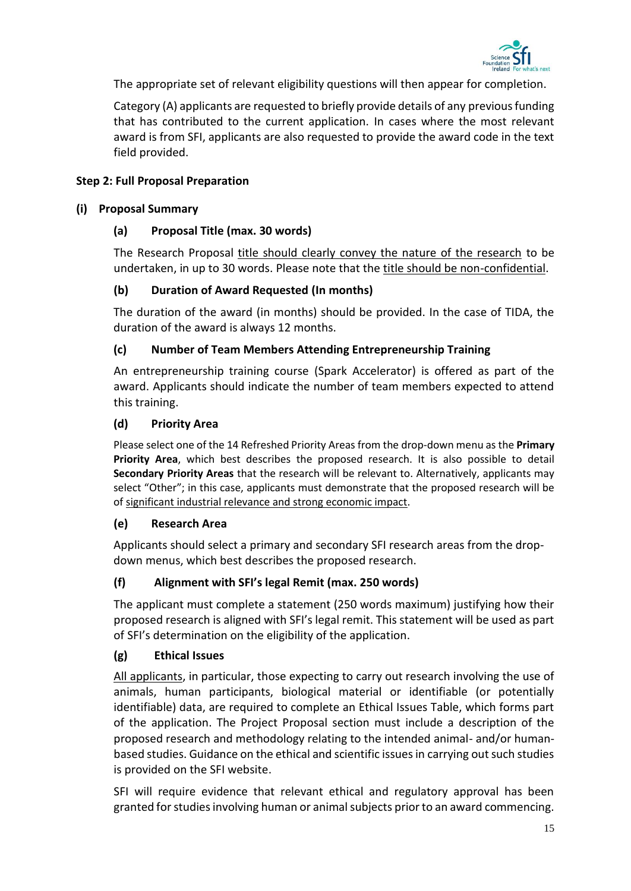The appropriate set of relevant eligibility questions will then appear for completion.

Category (A) applicants are requested to briefly provide details of any previous funding that has contributed to the current application. In cases where the most relevant award is from SFI, applicants are also requested to provide the award code in the text field provided.

**Step 2: Full Proposal Preparation**

**(i) Proposal Summary**

**(a) Proposal Title (max. 30 words)**

The Research Proposal title should clearly convey the nature of the research to be undertaken, in up to 30 words. Please note that the title should be non-confidential.

**(b) Duration of Award Requested (In months)**

The duration of the award (in months) should be provided. In the case of TIDA, the duration of the award is always 12 months.

**(c) Number of Team Members Attending Entrepreneurship Training**

An entrepreneurship training course (Spark Accelerator) is offered as part of the award. Applicants should indicate the number of team members expected to attend this training.

**(d) Priority Area**

Please select one of the 14 Refreshed Priority Areas from the drop-down menu as the **Primary Priority Area**, which best describes the proposed research. It is also possible to detail **Secondary Priority Areas** that the research will be relevant to. Alternatively, applicants may select "Other"; in this case, applicants must demonstrate that the proposed research will be of significant industrial relevance and strong economic impact.

**(e) Research Area**

Applicants should select a primary and secondary SFI research areas from the drop-down menus, which best describes the proposed research.

**(f) Alignment with SFI's legal Remit (max. 250 words)**

The applicant must complete a statement (250 words maximum) justifying how their proposed research is aligned with SFI's legal remit. This statement will be used as part of SFI's determination on the eligibility of the application.

**(g) Ethical Issues**

All applicants, in particular, those expecting to carry out research involving the use of animals, human participants, biological material or identifiable (or potentially identifiable) data, are required to complete an Ethical Issues Table, which forms part of the application. The Project Proposal section must include a description of the proposed research and methodology relating to the intended animal- and/or human-based studies. Guidance on the ethical and scientific issues in carrying out such studies is provided on the SFI website.

SFI will require evidence that relevant ethical and regulatory approval has been granted for studies involving human or animal subjects prior to an award commencing.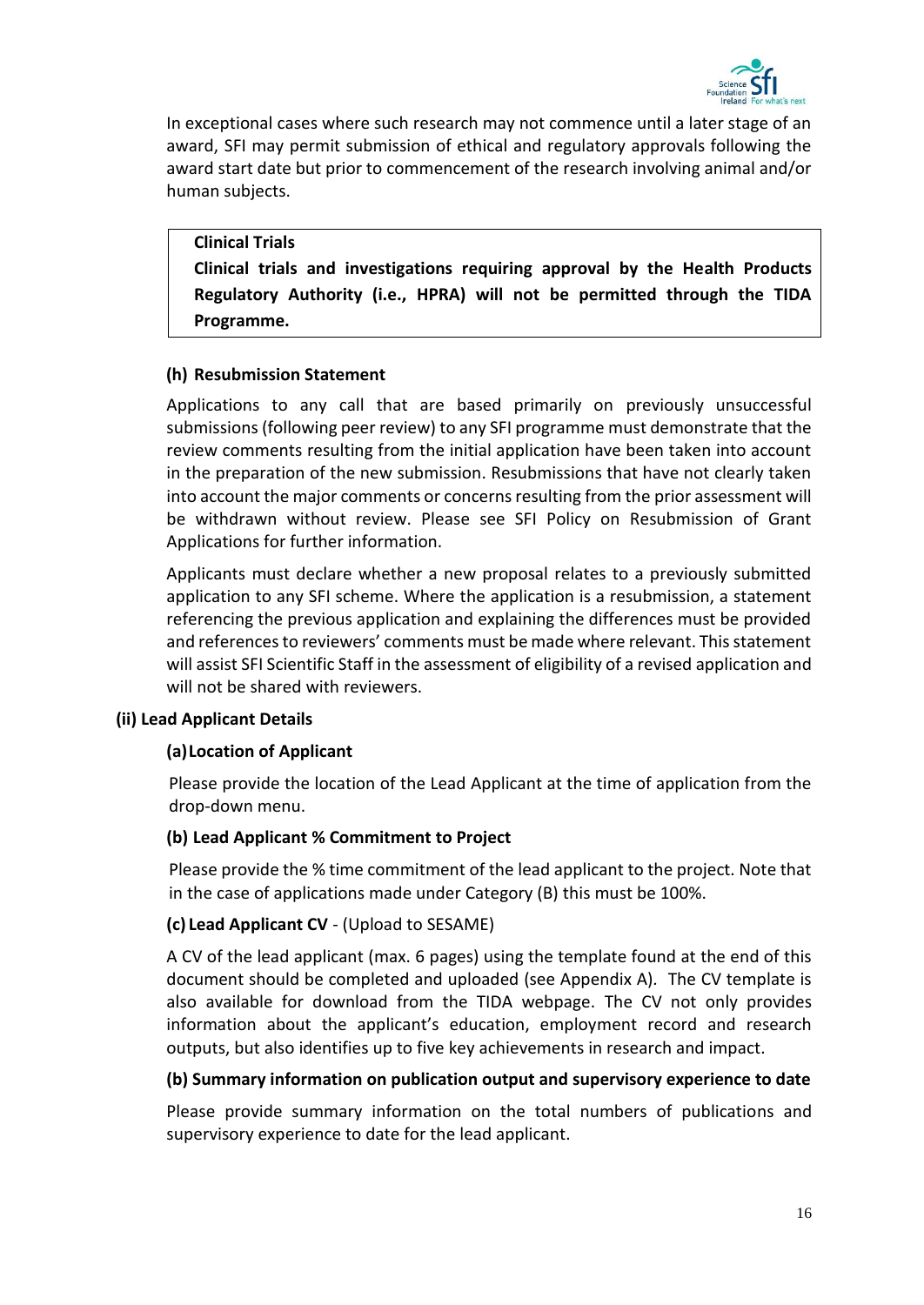In exceptional cases where such research may not commence until a later stage of an award, SFI may permit submission of ethical and regulatory approvals following the award start date but prior to commencement of the research involving animal and/or human subjects.

> **Clinical Trials**
>
> **Clinical trials and investigations requiring approval by the Health Products Regulatory Authority (i.e., HPRA) will not be permitted through the TIDA Programme.**

#### (h) Resubmission Statement

Applications to any call that are based primarily on previously unsuccessful submissions (following peer review) to any SFI programme must demonstrate that the review comments resulting from the initial application have been taken into account in the preparation of the new submission. Resubmissions that have not clearly taken into account the major comments or concerns resulting from the prior assessment will be withdrawn without review. Please see SFI Policy on Resubmission of Grant Applications for further information.

Applicants must declare whether a new proposal relates to a previously submitted application to any SFI scheme. Where the application is a resubmission, a statement referencing the previous application and explaining the differences must be provided and references to reviewers' comments must be made where relevant. This statement will assist SFI Scientific Staff in the assessment of eligibility of a revised application and will not be shared with reviewers.

### (ii) Lead Applicant Details

#### (a) Location of Applicant

Please provide the location of the Lead Applicant at the time of application from the drop-down menu.

#### (b) Lead Applicant % Commitment to Project

Please provide the % time commitment of the lead applicant to the project. Note that in the case of applications made under Category (B) this must be 100%.

#### (c) Lead Applicant CV - (Upload to SESAME)

A CV of the lead applicant (max. 6 pages) using the template found at the end of this document should be completed and uploaded (see Appendix A). The CV template is also available for download from the TIDA webpage. The CV not only provides information about the applicant's education, employment record and research outputs, but also identifies up to five key achievements in research and impact.

#### (b) Summary information on publication output and supervisory experience to date

Please provide summary information on the total numbers of publications and supervisory experience to date for the lead applicant.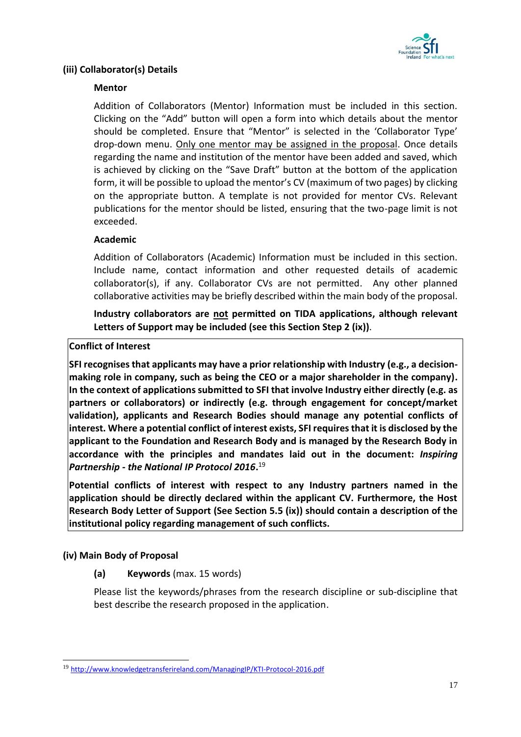### (iii) Collaborator(s) Details

#### Mentor

Addition of Collaborators (Mentor) Information must be included in this section. Clicking on the "Add" button will open a form into which details about the mentor should be completed. Ensure that "Mentor" is selected in the 'Collaborator Type' drop-down menu. Only one mentor may be assigned in the proposal. Once details regarding the name and institution of the mentor have been added and saved, which is achieved by clicking on the "Save Draft" button at the bottom of the application form, it will be possible to upload the mentor's CV (maximum of two pages) by clicking on the appropriate button. A template is not provided for mentor CVs. Relevant publications for the mentor should be listed, ensuring that the two-page limit is not exceeded.

#### Academic

Addition of Collaborators (Academic) Information must be included in this section. Include name, contact information and other requested details of academic collaborator(s), if any. Collaborator CVs are not permitted. Any other planned collaborative activities may be briefly described within the main body of the proposal.

**Industry collaborators are not permitted on TIDA applications, although relevant Letters of Support may be included (see this Section Step 2 (ix))**.

**Conflict of Interest**

**SFI recognises that applicants may have a prior relationship with Industry (e.g., a decision-making role in company, such as being the CEO or a major shareholder in the company). In the context of applications submitted to SFI that involve Industry either directly (e.g. as partners or collaborators) or indirectly (e.g. through engagement for concept/market validation), applicants and Research Bodies should manage any potential conflicts of interest. Where a potential conflict of interest exists, SFI requires that it is disclosed by the applicant to the Foundation and Research Body and is managed by the Research Body in accordance with the principles and mandates laid out in the document: *Inspiring Partnership - the National IP Protocol 2016*.**[19]

**Potential conflicts of interest with respect to any Industry partners named in the application should be directly declared within the applicant CV. Furthermore, the Host Research Body Letter of Support (See Section 5.5 (ix)) should contain a description of the institutional policy regarding management of such conflicts.**

### (iv) Main Body of Proposal

**(a) Keywords** (max. 15 words)

Please list the keywords/phrases from the research discipline or sub-discipline that best describe the research proposed in the application.

---

[19] http://www.knowledgetransferireland.com/ManagingIP/KTI-Protocol-2016.pdf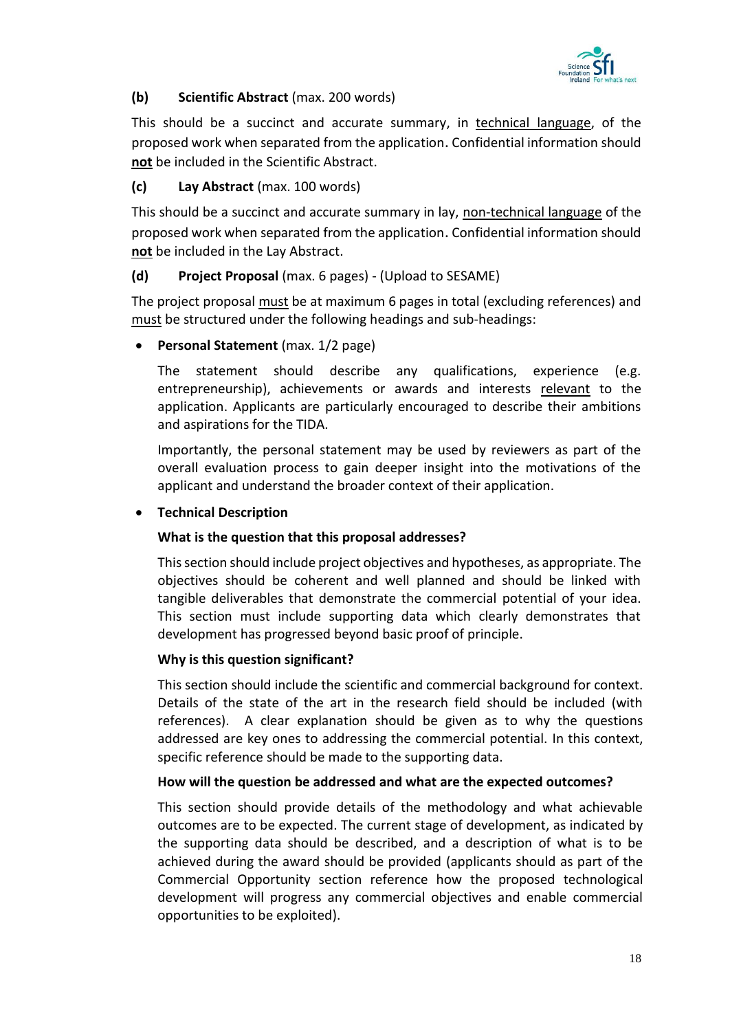**(b) Scientific Abstract** (max. 200 words)

This should be a succinct and accurate summary, in technical language, of the proposed work when separated from the application. Confidential information should **not** be included in the Scientific Abstract.

**(c) Lay Abstract** (max. 100 words)

This should be a succinct and accurate summary in lay, non-technical language of the proposed work when separated from the application. Confidential information should **not** be included in the Lay Abstract.

**(d) Project Proposal** (max. 6 pages) - (Upload to SESAME)

The project proposal must be at maximum 6 pages in total (excluding references) and must be structured under the following headings and sub-headings:

- **Personal Statement** (max. 1/2 page)

  The statement should describe any qualifications, experience (e.g. entrepreneurship), achievements or awards and interests relevant to the application. Applicants are particularly encouraged to describe their ambitions and aspirations for the TIDA.

  Importantly, the personal statement may be used by reviewers as part of the overall evaluation process to gain deeper insight into the motivations of the applicant and understand the broader context of their application.

- **Technical Description**

  **What is the question that this proposal addresses?**

  This section should include project objectives and hypotheses, as appropriate. The objectives should be coherent and well planned and should be linked with tangible deliverables that demonstrate the commercial potential of your idea. This section must include supporting data which clearly demonstrates that development has progressed beyond basic proof of principle.

  **Why is this question significant?**

  This section should include the scientific and commercial background for context. Details of the state of the art in the research field should be included (with references). A clear explanation should be given as to why the questions addressed are key ones to addressing the commercial potential. In this context, specific reference should be made to the supporting data.

  **How will the question be addressed and what are the expected outcomes?**

  This section should provide details of the methodology and what achievable outcomes are to be expected. The current stage of development, as indicated by the supporting data should be described, and a description of what is to be achieved during the award should be provided (applicants should as part of the Commercial Opportunity section reference how the proposed technological development will progress any commercial objectives and enable commercial opportunities to be exploited).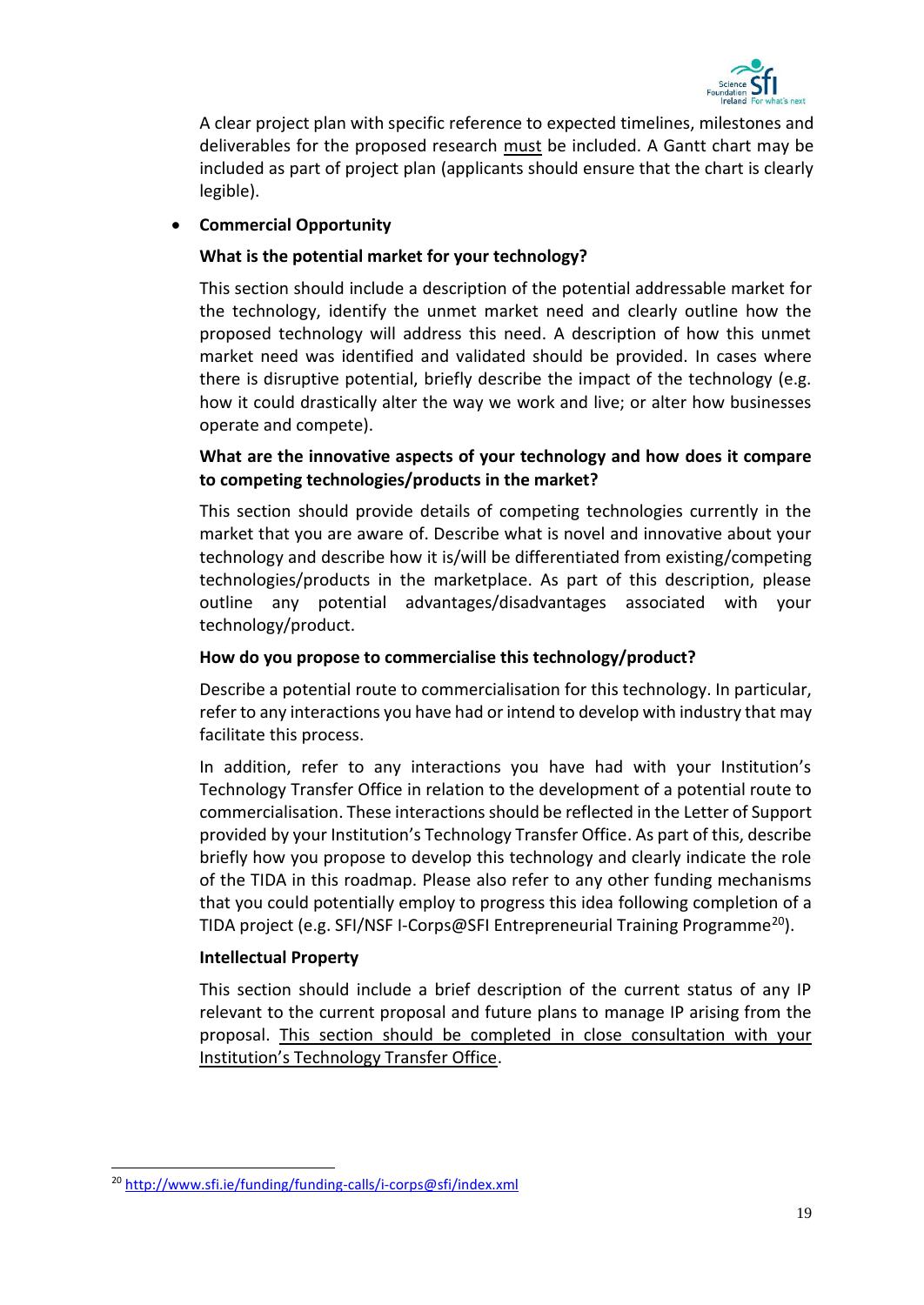A clear project plan with specific reference to expected timelines, milestones and deliverables for the proposed research must be included. A Gantt chart may be included as part of project plan (applicants should ensure that the chart is clearly legible).

- **Commercial Opportunity**

  **What is the potential market for your technology?**

  This section should include a description of the potential addressable market for the technology, identify the unmet market need and clearly outline how the proposed technology will address this need. A description of how this unmet market need was identified and validated should be provided. In cases where there is disruptive potential, briefly describe the impact of the technology (e.g. how it could drastically alter the way we work and live; or alter how businesses operate and compete).

  **What are the innovative aspects of your technology and how does it compare to competing technologies/products in the market?**

  This section should provide details of competing technologies currently in the market that you are aware of. Describe what is novel and innovative about your technology and describe how it is/will be differentiated from existing/competing technologies/products in the marketplace. As part of this description, please outline any potential advantages/disadvantages associated with your technology/product.

  **How do you propose to commercialise this technology/product?**

  Describe a potential route to commercialisation for this technology. In particular, refer to any interactions you have had or intend to develop with industry that may facilitate this process.

  In addition, refer to any interactions you have had with your Institution's Technology Transfer Office in relation to the development of a potential route to commercialisation. These interactions should be reflected in the Letter of Support provided by your Institution's Technology Transfer Office. As part of this, describe briefly how you propose to develop this technology and clearly indicate the role of the TIDA in this roadmap. Please also refer to any other funding mechanisms that you could potentially employ to progress this idea following completion of a TIDA project (e.g. SFI/NSF I-Corps@SFI Entrepreneurial Training Programme[20]).

  **Intellectual Property**

  This section should include a brief description of the current status of any IP relevant to the current proposal and future plans to manage IP arising from the proposal. This section should be completed in close consultation with your Institution's Technology Transfer Office.

[20] http://www.sfi.ie/funding/funding-calls/i-corps@sfi/index.xml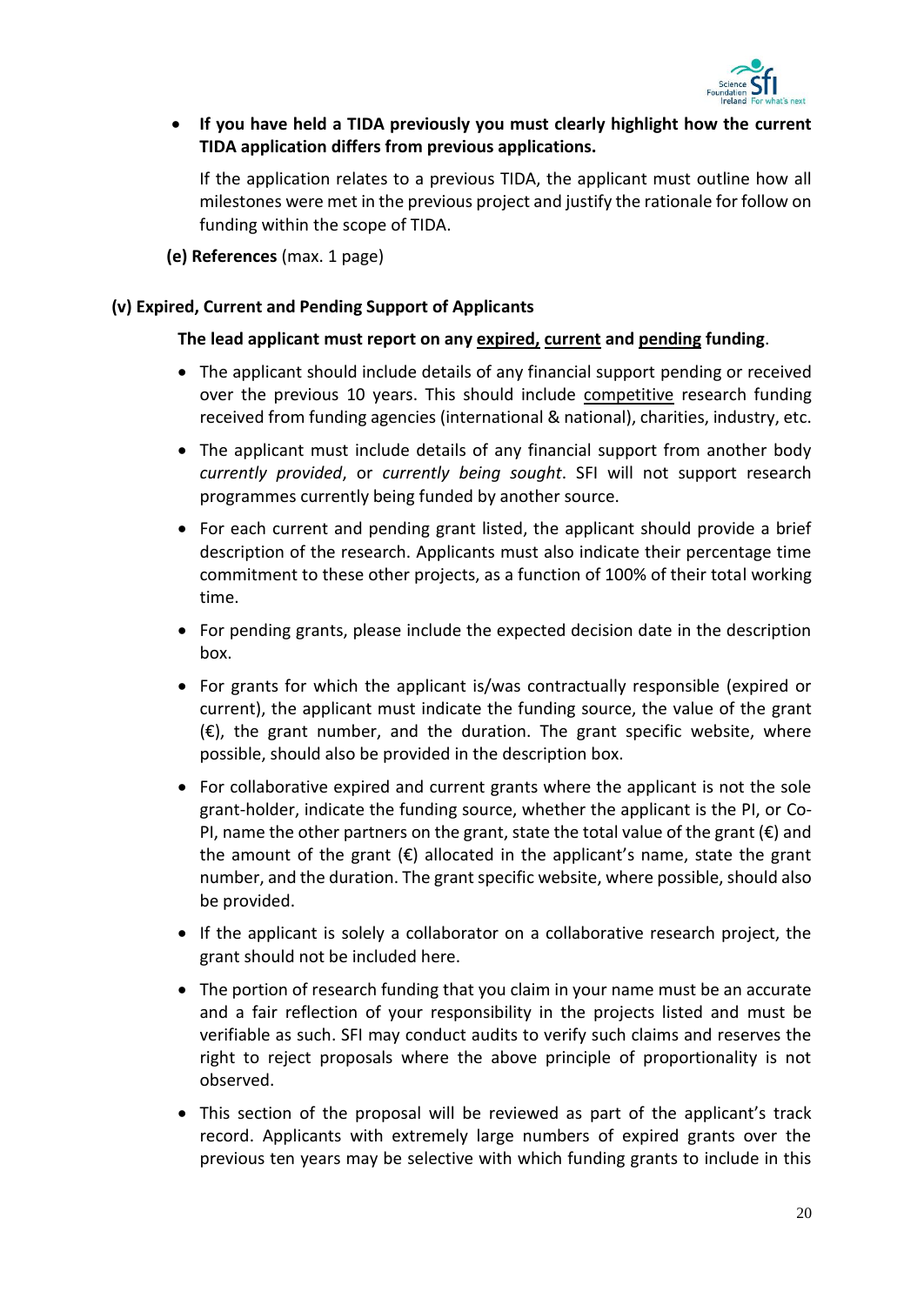- **If you have held a TIDA previously you must clearly highlight how the current TIDA application differs from previous applications.**

  If the application relates to a previous TIDA, the applicant must outline how all milestones were met in the previous project and justify the rationale for follow on funding within the scope of TIDA.

**(e) References** (max. 1 page)

### (v) Expired, Current and Pending Support of Applicants

**The lead applicant must report on any expired, current and pending funding**.

- The applicant should include details of any financial support pending or received over the previous 10 years. This should include competitive research funding received from funding agencies (international & national), charities, industry, etc.
- The applicant must include details of any financial support from another body *currently provided*, or *currently being sought*. SFI will not support research programmes currently being funded by another source.
- For each current and pending grant listed, the applicant should provide a brief description of the research. Applicants must also indicate their percentage time commitment to these other projects, as a function of 100% of their total working time.
- For pending grants, please include the expected decision date in the description box.
- For grants for which the applicant is/was contractually responsible (expired or current), the applicant must indicate the funding source, the value of the grant (€), the grant number, and the duration. The grant specific website, where possible, should also be provided in the description box.
- For collaborative expired and current grants where the applicant is not the sole grant-holder, indicate the funding source, whether the applicant is the PI, or Co-PI, name the other partners on the grant, state the total value of the grant (€) and the amount of the grant (€) allocated in the applicant's name, state the grant number, and the duration. The grant specific website, where possible, should also be provided.
- If the applicant is solely a collaborator on a collaborative research project, the grant should not be included here.
- The portion of research funding that you claim in your name must be an accurate and a fair reflection of your responsibility in the projects listed and must be verifiable as such. SFI may conduct audits to verify such claims and reserves the right to reject proposals where the above principle of proportionality is not observed.
- This section of the proposal will be reviewed as part of the applicant's track record. Applicants with extremely large numbers of expired grants over the previous ten years may be selective with which funding grants to include in this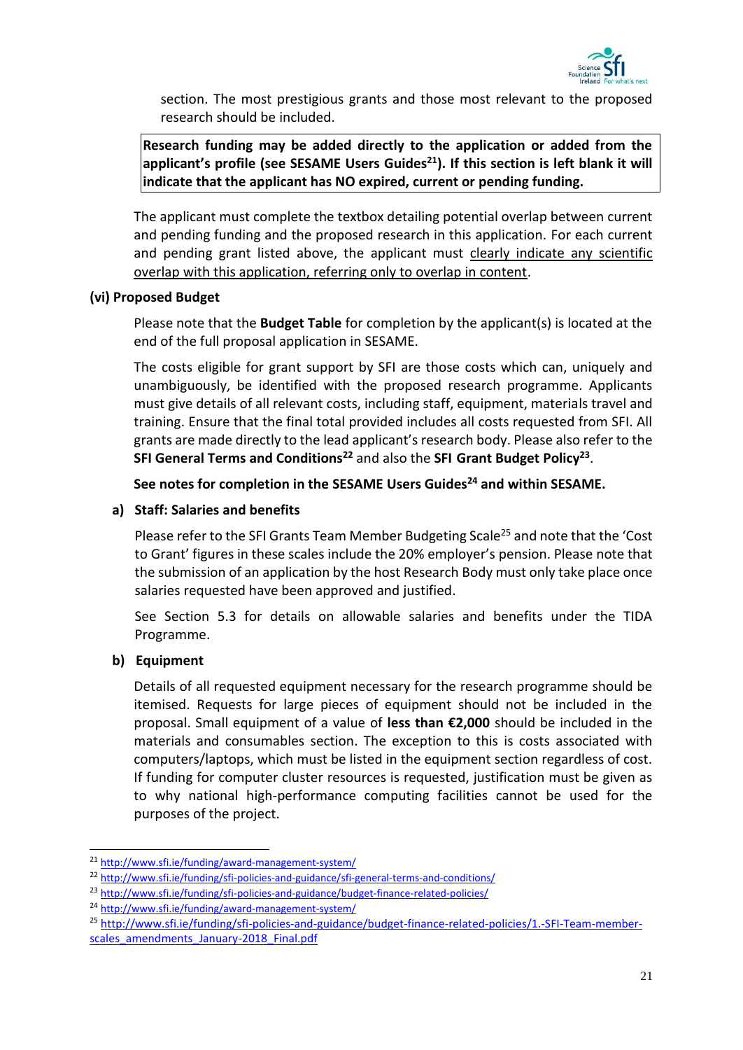section. The most prestigious grants and those most relevant to the proposed research should be included.

**Research funding may be added directly to the application or added from the applicant's profile (see SESAME Users Guides[21]). If this section is left blank it will indicate that the applicant has NO expired, current or pending funding.**

The applicant must complete the textbox detailing potential overlap between current and pending funding and the proposed research in this application. For each current and pending grant listed above, the applicant must clearly indicate any scientific overlap with this application, referring only to overlap in content.

**(vi) Proposed Budget**

Please note that the **Budget Table** for completion by the applicant(s) is located at the end of the full proposal application in SESAME.

The costs eligible for grant support by SFI are those costs which can, uniquely and unambiguously, be identified with the proposed research programme. Applicants must give details of all relevant costs, including staff, equipment, materials travel and training. Ensure that the final total provided includes all costs requested from SFI. All grants are made directly to the lead applicant's research body. Please also refer to the **SFI General Terms and Conditions[22]** and also the **SFI Grant Budget Policy[23]**.

**See notes for completion in the SESAME Users Guides[24] and within SESAME.**

**a) Staff: Salaries and benefits**

Please refer to the SFI Grants Team Member Budgeting Scale[25] and note that the 'Cost to Grant' figures in these scales include the 20% employer's pension. Please note that the submission of an application by the host Research Body must only take place once salaries requested have been approved and justified.

See Section 5.3 for details on allowable salaries and benefits under the TIDA Programme.

**b) Equipment**

Details of all requested equipment necessary for the research programme should be itemised. Requests for large pieces of equipment should not be included in the proposal. Small equipment of a value of **less than €2,000** should be included in the materials and consumables section. The exception to this is costs associated with computers/laptops, which must be listed in the equipment section regardless of cost. If funding for computer cluster resources is requested, justification must be given as to why national high-performance computing facilities cannot be used for the purposes of the project.

---

[21] http://www.sfi.ie/funding/award-management-system/

[22] http://www.sfi.ie/funding/sfi-policies-and-guidance/sfi-general-terms-and-conditions/

[23] http://www.sfi.ie/funding/sfi-policies-and-guidance/budget-finance-related-policies/

[24] http://www.sfi.ie/funding/award-management-system/

[25] http://www.sfi.ie/funding/sfi-policies-and-guidance/budget-finance-related-policies/1.-SFI-Team-member-scales_amendments_January-2018_Final.pdf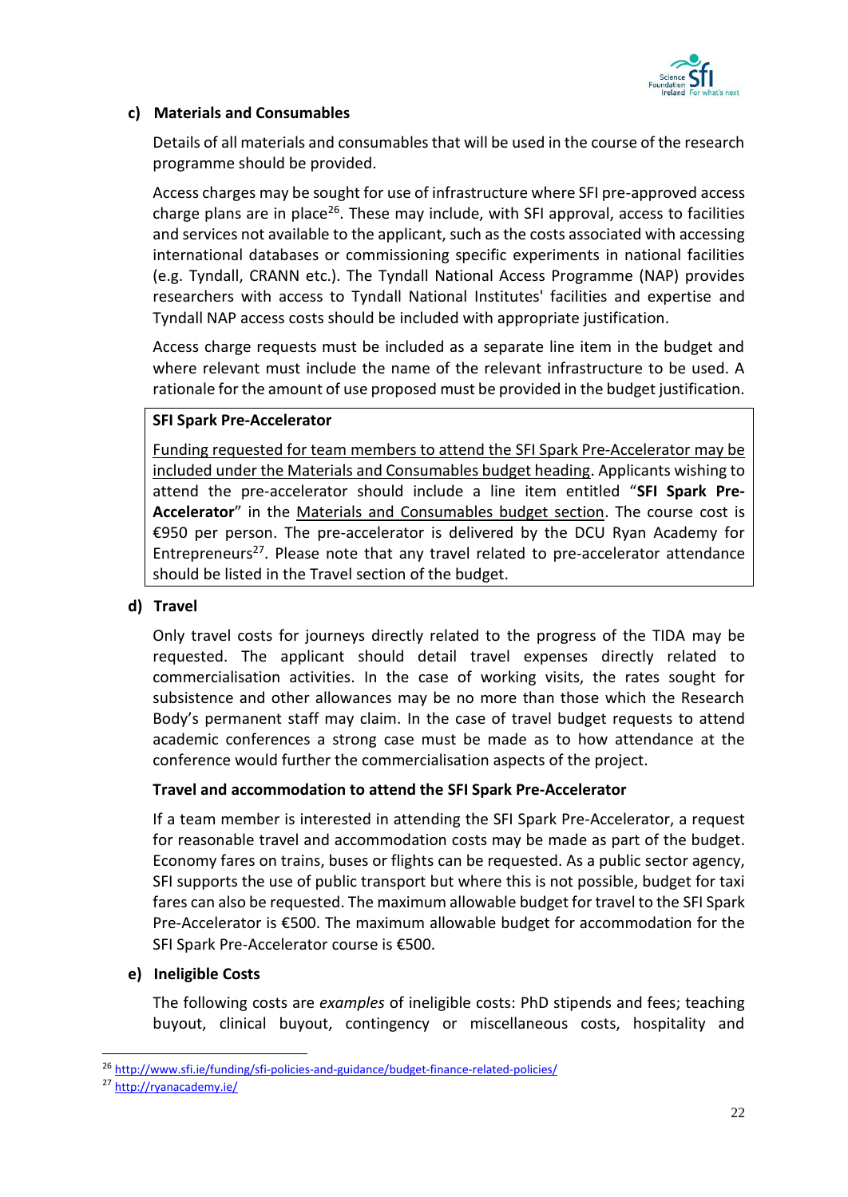#### c) Materials and Consumables

Details of all materials and consumables that will be used in the course of the research programme should be provided.

Access charges may be sought for use of infrastructure where SFI pre-approved access charge plans are in place[26]. These may include, with SFI approval, access to facilities and services not available to the applicant, such as the costs associated with accessing international databases or commissioning specific experiments in national facilities (e.g. Tyndall, CRANN etc.). The Tyndall National Access Programme (NAP) provides researchers with access to Tyndall National Institutes' facilities and expertise and Tyndall NAP access costs should be included with appropriate justification.

Access charge requests must be included as a separate line item in the budget and where relevant must include the name of the relevant infrastructure to be used. A rationale for the amount of use proposed must be provided in the budget justification.

**SFI Spark Pre-Accelerator**

Funding requested for team members to attend the SFI Spark Pre-Accelerator may be included under the Materials and Consumables budget heading. Applicants wishing to attend the pre-accelerator should include a line item entitled "**SFI Spark Pre-Accelerator**" in the Materials and Consumables budget section. The course cost is €950 per person. The pre-accelerator is delivered by the DCU Ryan Academy for Entrepreneurs[27]. Please note that any travel related to pre-accelerator attendance should be listed in the Travel section of the budget.

#### d) Travel

Only travel costs for journeys directly related to the progress of the TIDA may be requested. The applicant should detail travel expenses directly related to commercialisation activities. In the case of working visits, the rates sought for subsistence and other allowances may be no more than those which the Research Body's permanent staff may claim. In the case of travel budget requests to attend academic conferences a strong case must be made as to how attendance at the conference would further the commercialisation aspects of the project.

**Travel and accommodation to attend the SFI Spark Pre-Accelerator**

If a team member is interested in attending the SFI Spark Pre-Accelerator, a request for reasonable travel and accommodation costs may be made as part of the budget. Economy fares on trains, buses or flights can be requested. As a public sector agency, SFI supports the use of public transport but where this is not possible, budget for taxi fares can also be requested. The maximum allowable budget for travel to the SFI Spark Pre-Accelerator is €500. The maximum allowable budget for accommodation for the SFI Spark Pre-Accelerator course is €500.

#### e) Ineligible Costs

The following costs are *examples* of ineligible costs: PhD stipends and fees; teaching buyout, clinical buyout, contingency or miscellaneous costs, hospitality and

---

[26] http://www.sfi.ie/funding/sfi-policies-and-guidance/budget-finance-related-policies/

[27] http://ryanacademy.ie/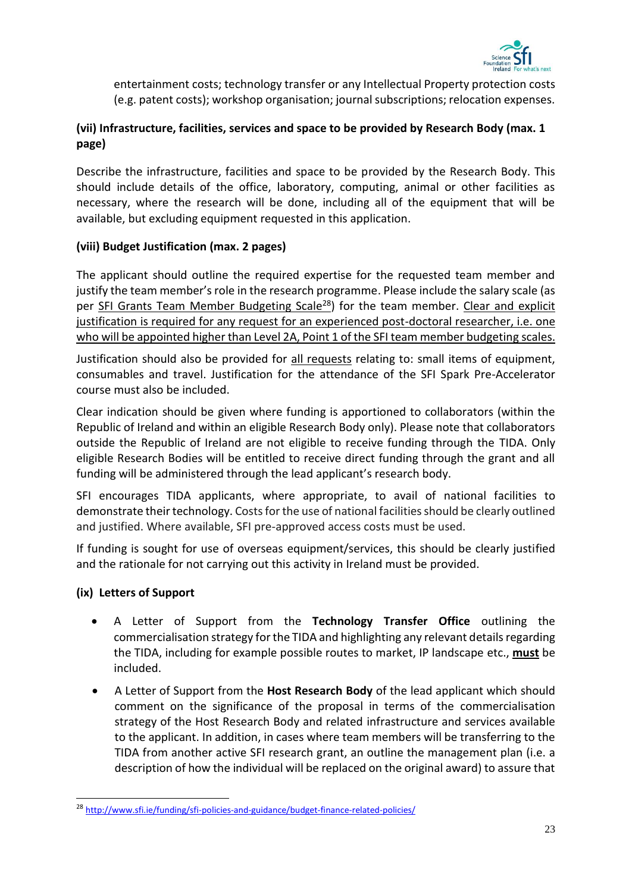entertainment costs; technology transfer or any Intellectual Property protection costs (e.g. patent costs); workshop organisation; journal subscriptions; relocation expenses.

**(vii) Infrastructure, facilities, services and space to be provided by Research Body (max. 1 page)**

Describe the infrastructure, facilities and space to be provided by the Research Body. This should include details of the office, laboratory, computing, animal or other facilities as necessary, where the research will be done, including all of the equipment that will be available, but excluding equipment requested in this application.

**(viii) Budget Justification (max. 2 pages)**

The applicant should outline the required expertise for the requested team member and justify the team member's role in the research programme. Please include the salary scale (as per SFI Grants Team Member Budgeting Scale[28]) for the team member. Clear and explicit justification is required for any request for an experienced post-doctoral researcher, i.e. one who will be appointed higher than Level 2A, Point 1 of the SFI team member budgeting scales.

Justification should also be provided for all requests relating to: small items of equipment, consumables and travel. Justification for the attendance of the SFI Spark Pre-Accelerator course must also be included.

Clear indication should be given where funding is apportioned to collaborators (within the Republic of Ireland and within an eligible Research Body only). Please note that collaborators outside the Republic of Ireland are not eligible to receive funding through the TIDA. Only eligible Research Bodies will be entitled to receive direct funding through the grant and all funding will be administered through the lead applicant's research body.

SFI encourages TIDA applicants, where appropriate, to avail of national facilities to demonstrate their technology. Costs for the use of national facilities should be clearly outlined and justified. Where available, SFI pre-approved access costs must be used.

If funding is sought for use of overseas equipment/services, this should be clearly justified and the rationale for not carrying out this activity in Ireland must be provided.

**(ix) Letters of Support**

- A Letter of Support from the **Technology Transfer Office** outlining the commercialisation strategy for the TIDA and highlighting any relevant details regarding the TIDA, including for example possible routes to market, IP landscape etc., **must** be included.
- A Letter of Support from the **Host Research Body** of the lead applicant which should comment on the significance of the proposal in terms of the commercialisation strategy of the Host Research Body and related infrastructure and services available to the applicant. In addition, in cases where team members will be transferring to the TIDA from another active SFI research grant, an outline the management plan (i.e. a description of how the individual will be replaced on the original award) to assure that

[28] http://www.sfi.ie/funding/sfi-policies-and-guidance/budget-finance-related-policies/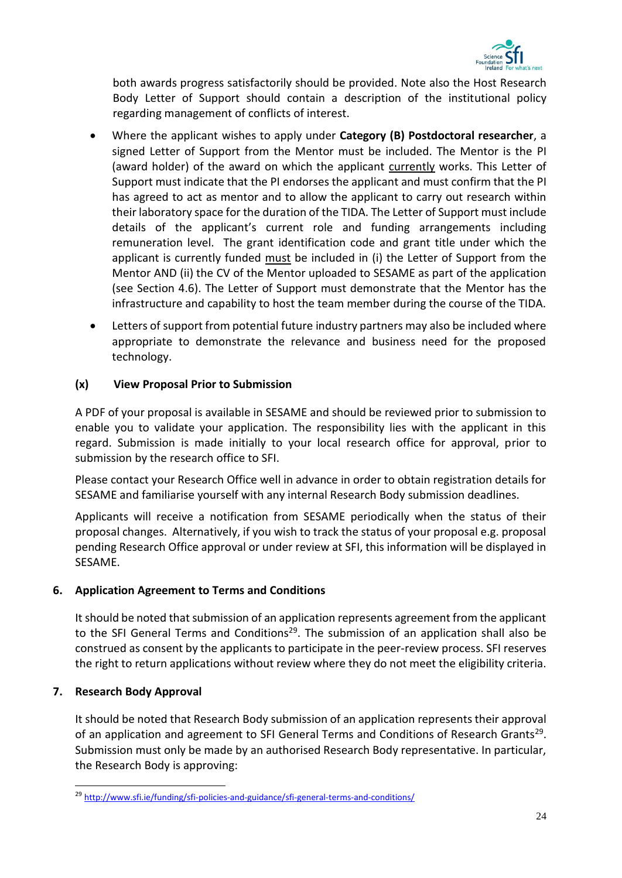both awards progress satisfactorily should be provided. Note also the Host Research Body Letter of Support should contain a description of the institutional policy regarding management of conflicts of interest.

- Where the applicant wishes to apply under **Category (B) Postdoctoral researcher**, a signed Letter of Support from the Mentor must be included. The Mentor is the PI (award holder) of the award on which the applicant currently works. This Letter of Support must indicate that the PI endorses the applicant and must confirm that the PI has agreed to act as mentor and to allow the applicant to carry out research within their laboratory space for the duration of the TIDA. The Letter of Support must include details of the applicant's current role and funding arrangements including remuneration level. The grant identification code and grant title under which the applicant is currently funded must be included in (i) the Letter of Support from the Mentor AND (ii) the CV of the Mentor uploaded to SESAME as part of the application (see Section 4.6). The Letter of Support must demonstrate that the Mentor has the infrastructure and capability to host the team member during the course of the TIDA.
- Letters of support from potential future industry partners may also be included where appropriate to demonstrate the relevance and business need for the proposed technology.

#### (x) View Proposal Prior to Submission

A PDF of your proposal is available in SESAME and should be reviewed prior to submission to enable you to validate your application. The responsibility lies with the applicant in this regard. Submission is made initially to your local research office for approval, prior to submission by the research office to SFI.

Please contact your Research Office well in advance in order to obtain registration details for SESAME and familiarise yourself with any internal Research Body submission deadlines.

Applicants will receive a notification from SESAME periodically when the status of their proposal changes. Alternatively, if you wish to track the status of your proposal e.g. proposal pending Research Office approval or under review at SFI, this information will be displayed in SESAME.

## 6. Application Agreement to Terms and Conditions

It should be noted that submission of an application represents agreement from the applicant to the SFI General Terms and Conditions[29]. The submission of an application shall also be construed as consent by the applicants to participate in the peer-review process. SFI reserves the right to return applications without review where they do not meet the eligibility criteria.

## 7. Research Body Approval

It should be noted that Research Body submission of an application represents their approval of an application and agreement to SFI General Terms and Conditions of Research Grants[29]. Submission must only be made by an authorised Research Body representative. In particular, the Research Body is approving:

[29] http://www.sfi.ie/funding/sfi-policies-and-guidance/sfi-general-terms-and-conditions/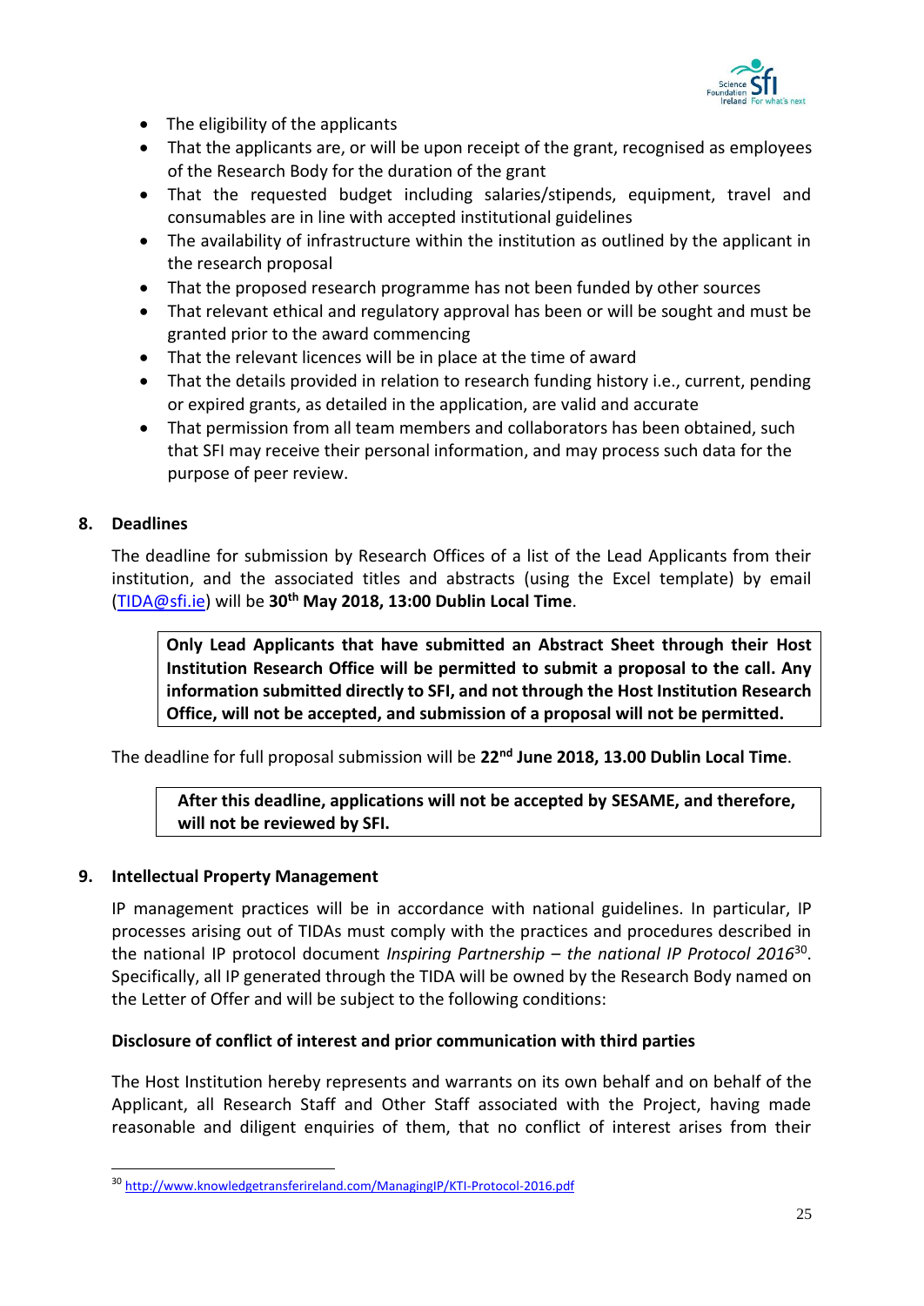- The eligibility of the applicants
- That the applicants are, or will be upon receipt of the grant, recognised as employees of the Research Body for the duration of the grant
- That the requested budget including salaries/stipends, equipment, travel and consumables are in line with accepted institutional guidelines
- The availability of infrastructure within the institution as outlined by the applicant in the research proposal
- That the proposed research programme has not been funded by other sources
- That relevant ethical and regulatory approval has been or will be sought and must be granted prior to the award commencing
- That the relevant licences will be in place at the time of award
- That the details provided in relation to research funding history i.e., current, pending or expired grants, as detailed in the application, are valid and accurate
- That permission from all team members and collaborators has been obtained, such that SFI may receive their personal information, and may process such data for the purpose of peer review.

## 8. Deadlines

The deadline for submission by Research Offices of a list of the Lead Applicants from their institution, and the associated titles and abstracts (using the Excel template) by email (TIDA@sfi.ie) will be **30th May 2018, 13:00 Dublin Local Time**.

**Only Lead Applicants that have submitted an Abstract Sheet through their Host Institution Research Office will be permitted to submit a proposal to the call. Any information submitted directly to SFI, and not through the Host Institution Research Office, will not be accepted, and submission of a proposal will not be permitted.**

The deadline for full proposal submission will be **22nd June 2018, 13.00 Dublin Local Time**.

**After this deadline, applications will not be accepted by SESAME, and therefore, will not be reviewed by SFI.**

## 9. Intellectual Property Management

IP management practices will be in accordance with national guidelines. In particular, IP processes arising out of TIDAs must comply with the practices and procedures described in the national IP protocol document *Inspiring Partnership – the national IP Protocol 2016*[30]. Specifically, all IP generated through the TIDA will be owned by the Research Body named on the Letter of Offer and will be subject to the following conditions:

### Disclosure of conflict of interest and prior communication with third parties

The Host Institution hereby represents and warrants on its own behalf and on behalf of the Applicant, all Research Staff and Other Staff associated with the Project, having made reasonable and diligent enquiries of them, that no conflict of interest arises from their

[30] http://www.knowledgetransferireland.com/ManagingIP/KTI-Protocol-2016.pdf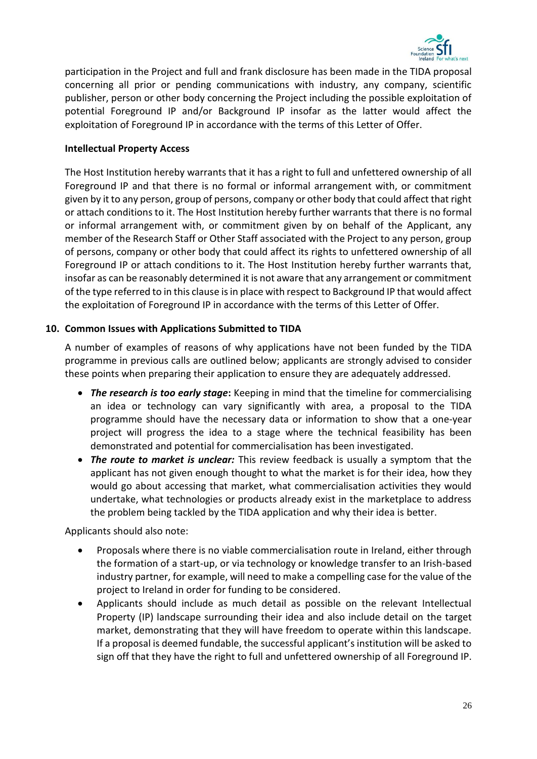participation in the Project and full and frank disclosure has been made in the TIDA proposal concerning all prior or pending communications with industry, any company, scientific publisher, person or other body concerning the Project including the possible exploitation of potential Foreground IP and/or Background IP insofar as the latter would affect the exploitation of Foreground IP in accordance with the terms of this Letter of Offer.

**Intellectual Property Access**

The Host Institution hereby warrants that it has a right to full and unfettered ownership of all Foreground IP and that there is no formal or informal arrangement with, or commitment given by it to any person, group of persons, company or other body that could affect that right or attach conditions to it. The Host Institution hereby further warrants that there is no formal or informal arrangement with, or commitment given by on behalf of the Applicant, any member of the Research Staff or Other Staff associated with the Project to any person, group of persons, company or other body that could affect its rights to unfettered ownership of all Foreground IP or attach conditions to it. The Host Institution hereby further warrants that, insofar as can be reasonably determined it is not aware that any arrangement or commitment of the type referred to in this clause is in place with respect to Background IP that would affect the exploitation of Foreground IP in accordance with the terms of this Letter of Offer.

## 10. Common Issues with Applications Submitted to TIDA

A number of examples of reasons of why applications have not been funded by the TIDA programme in previous calls are outlined below; applicants are strongly advised to consider these points when preparing their application to ensure they are adequately addressed.

- ***The research is too early stage*:** Keeping in mind that the timeline for commercialising an idea or technology can vary significantly with area, a proposal to the TIDA programme should have the necessary data or information to show that a one-year project will progress the idea to a stage where the technical feasibility has been demonstrated and potential for commercialisation has been investigated.
- ***The route to market is unclear:*** This review feedback is usually a symptom that the applicant has not given enough thought to what the market is for their idea, how they would go about accessing that market, what commercialisation activities they would undertake, what technologies or products already exist in the marketplace to address the problem being tackled by the TIDA application and why their idea is better.

Applicants should also note:

- Proposals where there is no viable commercialisation route in Ireland, either through the formation of a start-up, or via technology or knowledge transfer to an Irish-based industry partner, for example, will need to make a compelling case for the value of the project to Ireland in order for funding to be considered.
- Applicants should include as much detail as possible on the relevant Intellectual Property (IP) landscape surrounding their idea and also include detail on the target market, demonstrating that they will have freedom to operate within this landscape. If a proposal is deemed fundable, the successful applicant's institution will be asked to sign off that they have the right to full and unfettered ownership of all Foreground IP.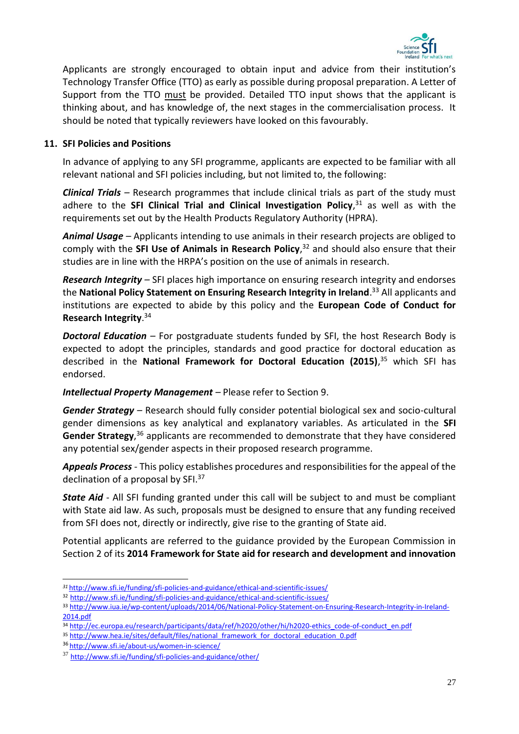Applicants are strongly encouraged to obtain input and advice from their institution's Technology Transfer Office (TTO) as early as possible during proposal preparation. A Letter of Support from the TTO must be provided. Detailed TTO input shows that the applicant is thinking about, and has knowledge of, the next stages in the commercialisation process. It should be noted that typically reviewers have looked on this favourably.

## 11. SFI Policies and Positions

In advance of applying to any SFI programme, applicants are expected to be familiar with all relevant national and SFI policies including, but not limited to, the following:

***Clinical Trials*** – Research programmes that include clinical trials as part of the study must adhere to the **SFI Clinical Trial and Clinical Investigation Policy**,[31] as well as with the requirements set out by the Health Products Regulatory Authority (HPRA).

***Animal Usage*** – Applicants intending to use animals in their research projects are obliged to comply with the **SFI Use of Animals in Research Policy**,[32] and should also ensure that their studies are in line with the HRPA's position on the use of animals in research.

***Research Integrity*** – SFI places high importance on ensuring research integrity and endorses the **National Policy Statement on Ensuring Research Integrity in Ireland**.[33] All applicants and institutions are expected to abide by this policy and the **European Code of Conduct for Research Integrity**.[34]

***Doctoral Education*** – For postgraduate students funded by SFI, the host Research Body is expected to adopt the principles, standards and good practice for doctoral education as described in the **National Framework for Doctoral Education (2015)**,[35] which SFI has endorsed.

***Intellectual Property Management*** – Please refer to Section 9.

***Gender Strategy*** – Research should fully consider potential biological sex and socio-cultural gender dimensions as key analytical and explanatory variables. As articulated in the **SFI Gender Strategy**,[36] applicants are recommended to demonstrate that they have considered any potential sex/gender aspects in their proposed research programme.

***Appeals Process*** - This policy establishes procedures and responsibilities for the appeal of the declination of a proposal by SFI.[37]

***State Aid*** - All SFI funding granted under this call will be subject to and must be compliant with State aid law. As such, proposals must be designed to ensure that any funding received from SFI does not, directly or indirectly, give rise to the granting of State aid.

Potential applicants are referred to the guidance provided by the European Commission in Section 2 of its **2014 Framework for State aid for research and development and innovation**

---

[31] http://www.sfi.ie/funding/sfi-policies-and-guidance/ethical-and-scientific-issues/

[32] http://www.sfi.ie/funding/sfi-policies-and-guidance/ethical-and-scientific-issues/

[33] http://www.iua.ie/wp-content/uploads/2014/06/National-Policy-Statement-on-Ensuring-Research-Integrity-in-Ireland-2014.pdf

[34] http://ec.europa.eu/research/participants/data/ref/h2020/other/hi/h2020-ethics_code-of-conduct_en.pdf

[35] http://www.hea.ie/sites/default/files/national_framework_for_doctoral_education_0.pdf

[36] http://www.sfi.ie/about-us/women-in-science/

[37] http://www.sfi.ie/funding/sfi-policies-and-guidance/other/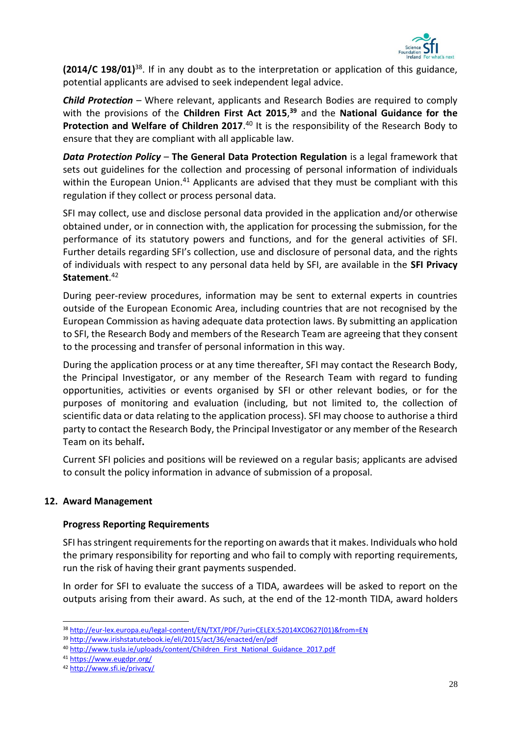**(2014/C 198/01)**[38]. If in any doubt as to the interpretation or application of this guidance, potential applicants are advised to seek independent legal advice.

***Child Protection*** – Where relevant, applicants and Research Bodies are required to comply with the provisions of the **Children First Act 2015**,[39] and the **National Guidance for the Protection and Welfare of Children 2017**.[40] It is the responsibility of the Research Body to ensure that they are compliant with all applicable law.

***Data Protection Policy*** – **The General Data Protection Regulation** is a legal framework that sets out guidelines for the collection and processing of personal information of individuals within the European Union.[41] Applicants are advised that they must be compliant with this regulation if they collect or process personal data.

SFI may collect, use and disclose personal data provided in the application and/or otherwise obtained under, or in connection with, the application for processing the submission, for the performance of its statutory powers and functions, and for the general activities of SFI. Further details regarding SFI's collection, use and disclosure of personal data, and the rights of individuals with respect to any personal data held by SFI, are available in the **SFI Privacy Statement**.[42]

During peer-review procedures, information may be sent to external experts in countries outside of the European Economic Area, including countries that are not recognised by the European Commission as having adequate data protection laws. By submitting an application to SFI, the Research Body and members of the Research Team are agreeing that they consent to the processing and transfer of personal information in this way.

During the application process or at any time thereafter, SFI may contact the Research Body, the Principal Investigator, or any member of the Research Team with regard to funding opportunities, activities or events organised by SFI or other relevant bodies, or for the purposes of monitoring and evaluation (including, but not limited to, the collection of scientific data or data relating to the application process). SFI may choose to authorise a third party to contact the Research Body, the Principal Investigator or any member of the Research Team on its behalf**.**

Current SFI policies and positions will be reviewed on a regular basis; applicants are advised to consult the policy information in advance of submission of a proposal.

## 12. Award Management

### Progress Reporting Requirements

SFI has stringent requirements for the reporting on awards that it makes. Individuals who hold the primary responsibility for reporting and who fail to comply with reporting requirements, run the risk of having their grant payments suspended.

In order for SFI to evaluate the success of a TIDA, awardees will be asked to report on the outputs arising from their award. As such, at the end of the 12-month TIDA, award holders

---

[38] http://eur-lex.europa.eu/legal-content/EN/TXT/PDF/?uri=CELEX:52014XC0627(01)&from=EN

[39] http://www.irishstatutebook.ie/eli/2015/act/36/enacted/en/pdf

[40] http://www.tusla.ie/uploads/content/Children_First_National_Guidance_2017.pdf

[41] https://www.eugdpr.org/

[42] http://www.sfi.ie/privacy/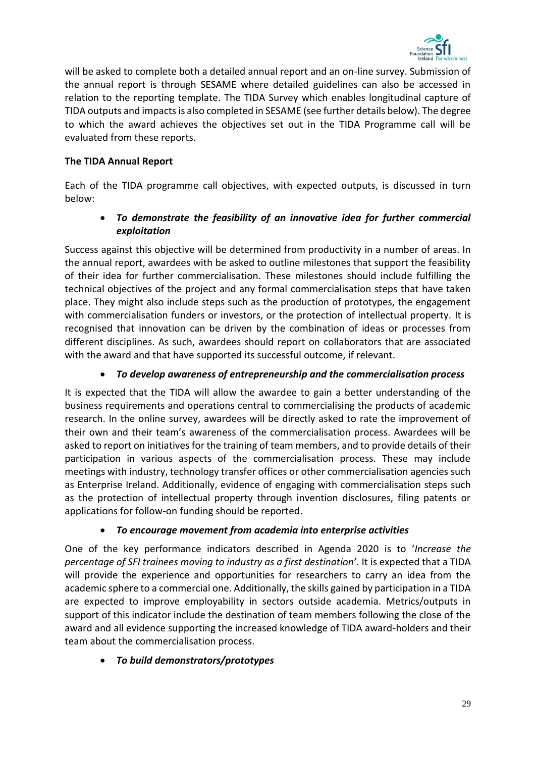will be asked to complete both a detailed annual report and an on-line survey. Submission of the annual report is through SESAME where detailed guidelines can also be accessed in relation to the reporting template. The TIDA Survey which enables longitudinal capture of TIDA outputs and impacts is also completed in SESAME (see further details below). The degree to which the award achieves the objectives set out in the TIDA Programme call will be evaluated from these reports.

**The TIDA Annual Report**

Each of the TIDA programme call objectives, with expected outputs, is discussed in turn below:

- ***To demonstrate the feasibility of an innovative idea for further commercial exploitation***

Success against this objective will be determined from productivity in a number of areas. In the annual report, awardees with be asked to outline milestones that support the feasibility of their idea for further commercialisation. These milestones should include fulfilling the technical objectives of the project and any formal commercialisation steps that have taken place. They might also include steps such as the production of prototypes, the engagement with commercialisation funders or investors, or the protection of intellectual property. It is recognised that innovation can be driven by the combination of ideas or processes from different disciplines. As such, awardees should report on collaborators that are associated with the award and that have supported its successful outcome, if relevant.

- ***To develop awareness of entrepreneurship and the commercialisation process***

It is expected that the TIDA will allow the awardee to gain a better understanding of the business requirements and operations central to commercialising the products of academic research. In the online survey, awardees will be directly asked to rate the improvement of their own and their team's awareness of the commercialisation process. Awardees will be asked to report on initiatives for the training of team members, and to provide details of their participation in various aspects of the commercialisation process. These may include meetings with industry, technology transfer offices or other commercialisation agencies such as Enterprise Ireland. Additionally, evidence of engaging with commercialisation steps such as the protection of intellectual property through invention disclosures, filing patents or applications for follow-on funding should be reported.

- ***To encourage movement from academia into enterprise activities***

One of the key performance indicators described in Agenda 2020 is to '*Increase the percentage of SFI trainees moving to industry as a first destination'*. It is expected that a TIDA will provide the experience and opportunities for researchers to carry an idea from the academic sphere to a commercial one. Additionally, the skills gained by participation in a TIDA are expected to improve employability in sectors outside academia. Metrics/outputs in support of this indicator include the destination of team members following the close of the award and all evidence supporting the increased knowledge of TIDA award-holders and their team about the commercialisation process.

- ***To build demonstrators/prototypes***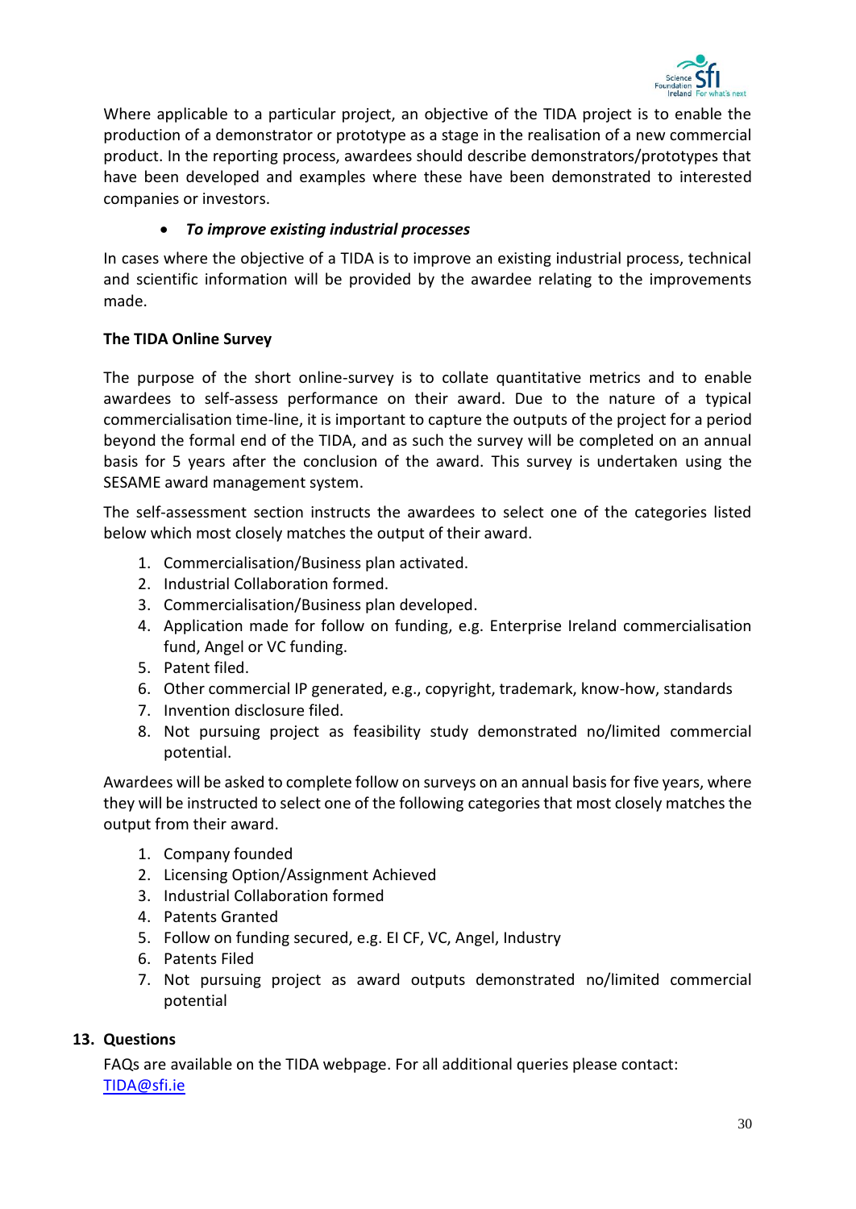Where applicable to a particular project, an objective of the TIDA project is to enable the production of a demonstrator or prototype as a stage in the realisation of a new commercial product. In the reporting process, awardees should describe demonstrators/prototypes that have been developed and examples where these have been demonstrated to interested companies or investors.

- ***To improve existing industrial processes***

In cases where the objective of a TIDA is to improve an existing industrial process, technical and scientific information will be provided by the awardee relating to the improvements made.

**The TIDA Online Survey**

The purpose of the short online-survey is to collate quantitative metrics and to enable awardees to self-assess performance on their award. Due to the nature of a typical commercialisation time-line, it is important to capture the outputs of the project for a period beyond the formal end of the TIDA, and as such the survey will be completed on an annual basis for 5 years after the conclusion of the award. This survey is undertaken using the SESAME award management system.

The self-assessment section instructs the awardees to select one of the categories listed below which most closely matches the output of their award.

1. Commercialisation/Business plan activated.
2. Industrial Collaboration formed.
3. Commercialisation/Business plan developed.
4. Application made for follow on funding, e.g. Enterprise Ireland commercialisation fund, Angel or VC funding.
5. Patent filed.
6. Other commercial IP generated, e.g., copyright, trademark, know-how, standards
7. Invention disclosure filed.
8. Not pursuing project as feasibility study demonstrated no/limited commercial potential.

Awardees will be asked to complete follow on surveys on an annual basis for five years, where they will be instructed to select one of the following categories that most closely matches the output from their award.

1. Company founded
2. Licensing Option/Assignment Achieved
3. Industrial Collaboration formed
4. Patents Granted
5. Follow on funding secured, e.g. EI CF, VC, Angel, Industry
6. Patents Filed
7. Not pursuing project as award outputs demonstrated no/limited commercial potential

## 13. Questions

FAQs are available on the TIDA webpage. For all additional queries please contact: TIDA@sfi.ie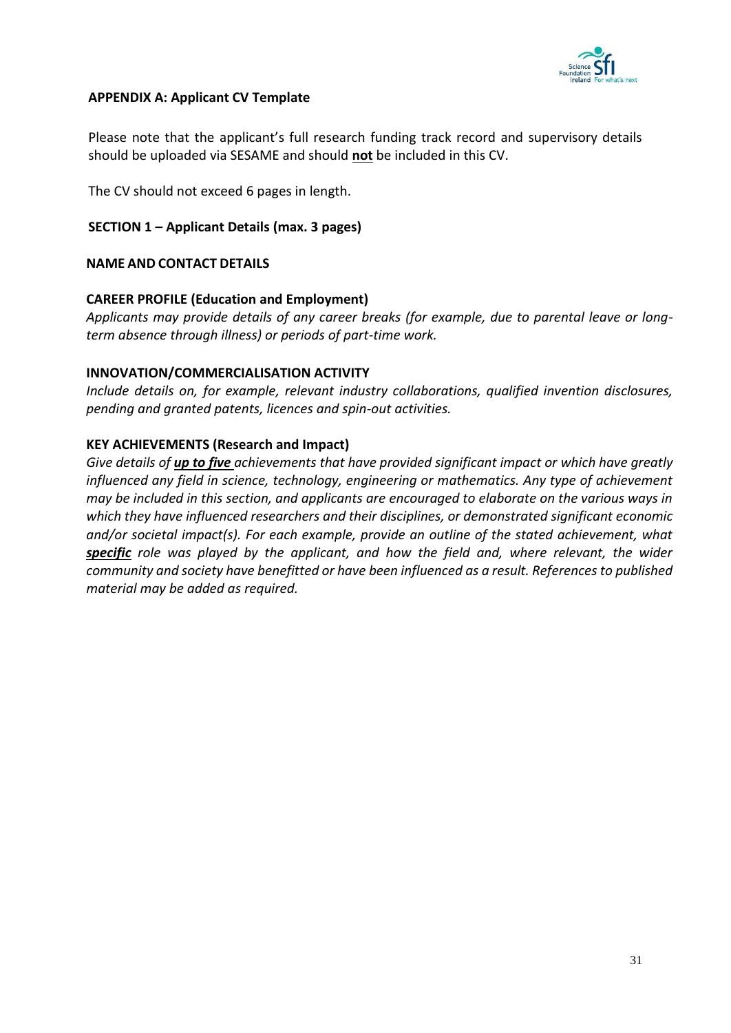**APPENDIX A: Applicant CV Template**

Please note that the applicant's full research funding track record and supervisory details should be uploaded via SESAME and should **not** be included in this CV.

The CV should not exceed 6 pages in length.

**SECTION 1 – Applicant Details (max. 3 pages)**

**NAME AND CONTACT DETAILS**

**CAREER PROFILE (Education and Employment)**

*Applicants may provide details of any career breaks (for example, due to parental leave or long-term absence through illness) or periods of part-time work.*

**INNOVATION/COMMERCIALISATION ACTIVITY**

*Include details on, for example, relevant industry collaborations, qualified invention disclosures, pending and granted patents, licences and spin-out activities.*

**KEY ACHIEVEMENTS (Research and Impact)**

*Give details of **up to five** achievements that have provided significant impact or which have greatly influenced any field in science, technology, engineering or mathematics. Any type of achievement may be included in this section, and applicants are encouraged to elaborate on the various ways in which they have influenced researchers and their disciplines, or demonstrated significant economic and/or societal impact(s). For each example, provide an outline of the stated achievement, what **specific** role was played by the applicant, and how the field and, where relevant, the wider community and society have benefitted or have been influenced as a result. References to published material may be added as required.*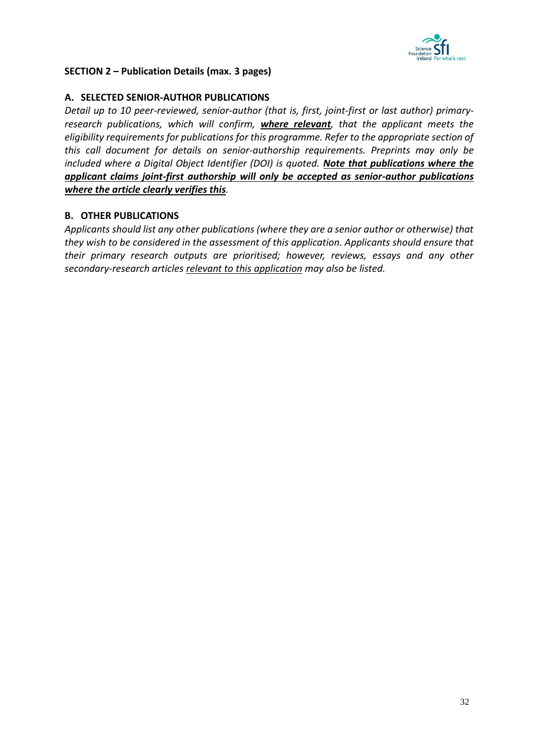**SECTION 2 – Publication Details (max. 3 pages)**

**A. SELECTED SENIOR-AUTHOR PUBLICATIONS**

*Detail up to 10 peer-reviewed, senior-author (that is, first, joint-first or last author) primary-research publications, which will confirm, **<u>where relevant</u>**, that the applicant meets the eligibility requirements for publications for this programme. Refer to the appropriate section of this call document for details on senior-authorship requirements. Preprints may only be included where a Digital Object Identifier (DOI) is quoted. **<u>Note that publications where the applicant claims joint-first authorship will only be accepted as senior-author publications where the article clearly verifies this</u>**.*

**B. OTHER PUBLICATIONS**

*Applicants should list any other publications (where they are a senior author or otherwise) that they wish to be considered in the assessment of this application. Applicants should ensure that their primary research outputs are prioritised; however, reviews, essays and any other secondary-research articles <u>relevant to this application</u> may also be listed.*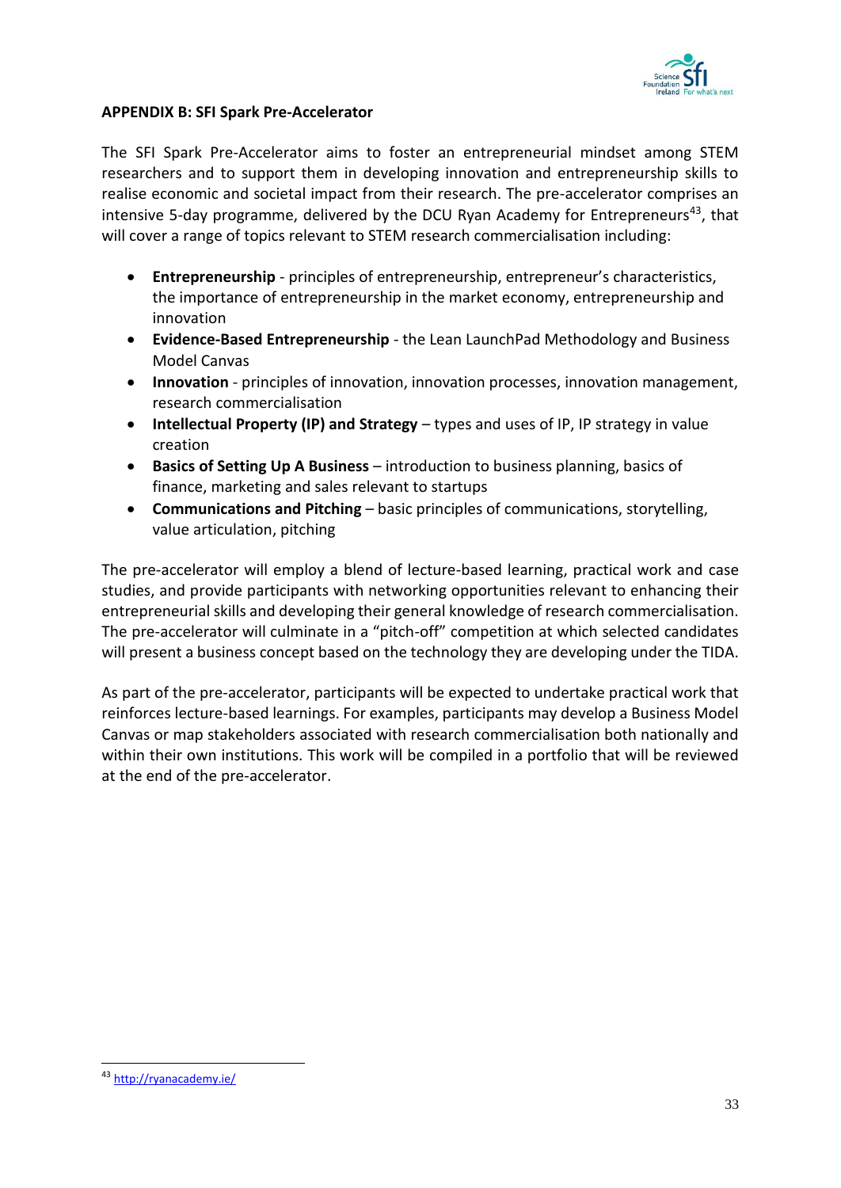**APPENDIX B: SFI Spark Pre-Accelerator**

The SFI Spark Pre-Accelerator aims to foster an entrepreneurial mindset among STEM researchers and to support them in developing innovation and entrepreneurship skills to realise economic and societal impact from their research. The pre-accelerator comprises an intensive 5-day programme, delivered by the DCU Ryan Academy for Entrepreneurs[43], that will cover a range of topics relevant to STEM research commercialisation including:

- **Entrepreneurship** - principles of entrepreneurship, entrepreneur's characteristics, the importance of entrepreneurship in the market economy, entrepreneurship and innovation
- **Evidence-Based Entrepreneurship** - the Lean LaunchPad Methodology and Business Model Canvas
- **Innovation** - principles of innovation, innovation processes, innovation management, research commercialisation
- **Intellectual Property (IP) and Strategy** – types and uses of IP, IP strategy in value creation
- **Basics of Setting Up A Business** – introduction to business planning, basics of finance, marketing and sales relevant to startups
- **Communications and Pitching** – basic principles of communications, storytelling, value articulation, pitching

The pre-accelerator will employ a blend of lecture-based learning, practical work and case studies, and provide participants with networking opportunities relevant to enhancing their entrepreneurial skills and developing their general knowledge of research commercialisation. The pre-accelerator will culminate in a "pitch-off" competition at which selected candidates will present a business concept based on the technology they are developing under the TIDA.

As part of the pre-accelerator, participants will be expected to undertake practical work that reinforces lecture-based learnings. For examples, participants may develop a Business Model Canvas or map stakeholders associated with research commercialisation both nationally and within their own institutions. This work will be compiled in a portfolio that will be reviewed at the end of the pre-accelerator.

[43] http://ryanacademy.ie/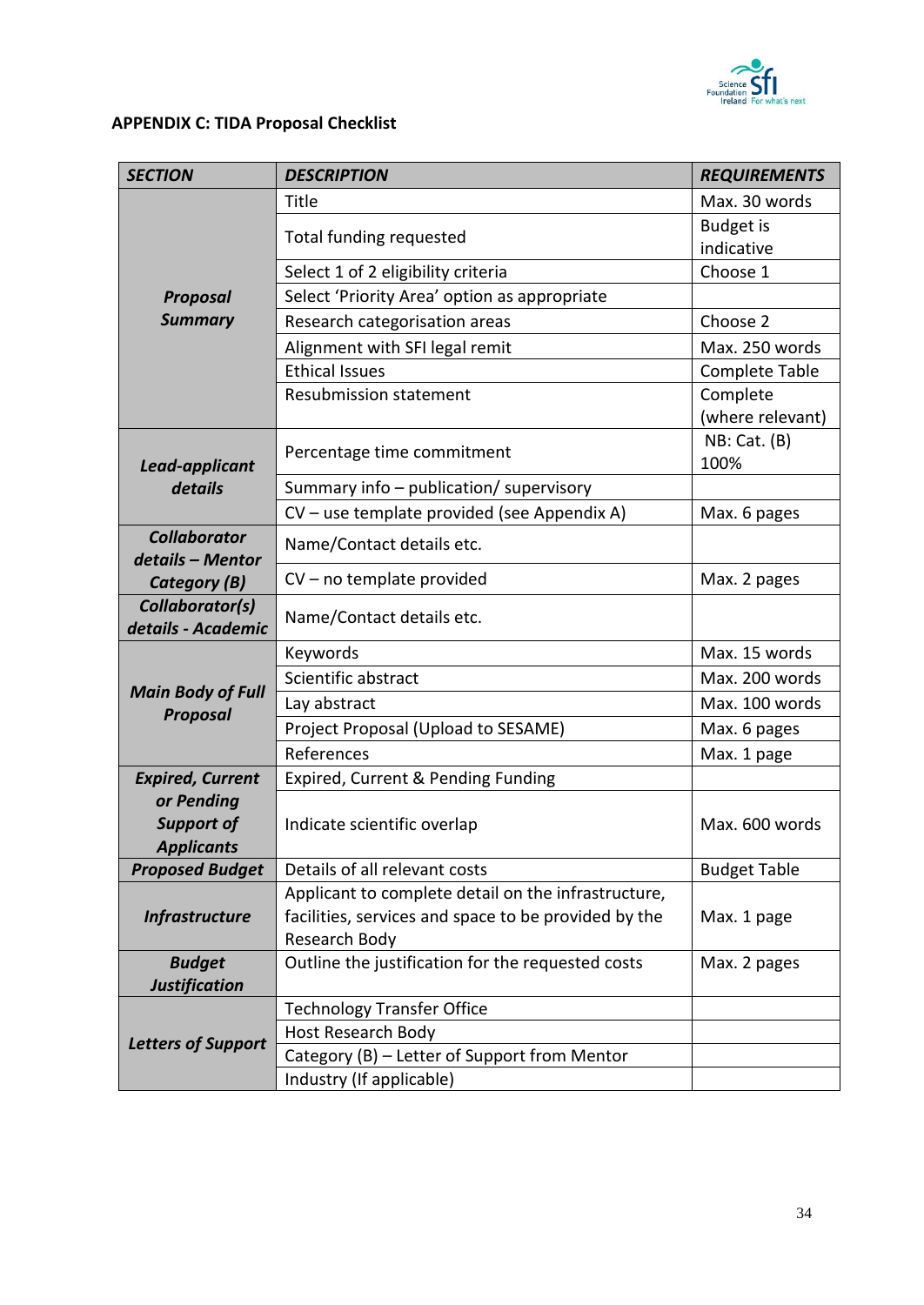**APPENDIX C: TIDA Proposal Checklist**

| *SECTION* | *DESCRIPTION* | *REQUIREMENTS* |
|---|---|---|
| ***Proposal Summary*** | Title | Max. 30 words |
| | Total funding requested | Budget is indicative |
| | Select 1 of 2 eligibility criteria | Choose 1 |
| | Select 'Priority Area' option as appropriate | |
| | Research categorisation areas | Choose 2 |
| | Alignment with SFI legal remit | Max. 250 words |
| | Ethical Issues | Complete Table |
| | Resubmission statement | Complete (where relevant) |
| ***Lead-applicant details*** | Percentage time commitment | NB: Cat. (B) 100% |
| | Summary info – publication/ supervisory | |
| | CV – use template provided (see Appendix A) | Max. 6 pages |
| ***Collaborator details – Mentor Category (B)*** | Name/Contact details etc. | |
| | CV – no template provided | Max. 2 pages |
| ***Collaborator(s) details - Academic*** | Name/Contact details etc. | |
| ***Main Body of Full Proposal*** | Keywords | Max. 15 words |
| | Scientific abstract | Max. 200 words |
| | Lay abstract | Max. 100 words |
| | Project Proposal (Upload to SESAME) | Max. 6 pages |
| | References | Max. 1 page |
| ***Expired, Current or Pending Support of Applicants*** | Expired, Current & Pending Funding | |
| | Indicate scientific overlap | Max. 600 words |
| ***Proposed Budget*** | Details of all relevant costs | Budget Table |
| ***Infrastructure*** | Applicant to complete detail on the infrastructure, facilities, services and space to be provided by the Research Body | Max. 1 page |
| ***Budget Justification*** | Outline the justification for the requested costs | Max. 2 pages |
| ***Letters of Support*** | Technology Transfer Office | |
| | Host Research Body | |
| | Category (B) – Letter of Support from Mentor | |
| | Industry (If applicable) | |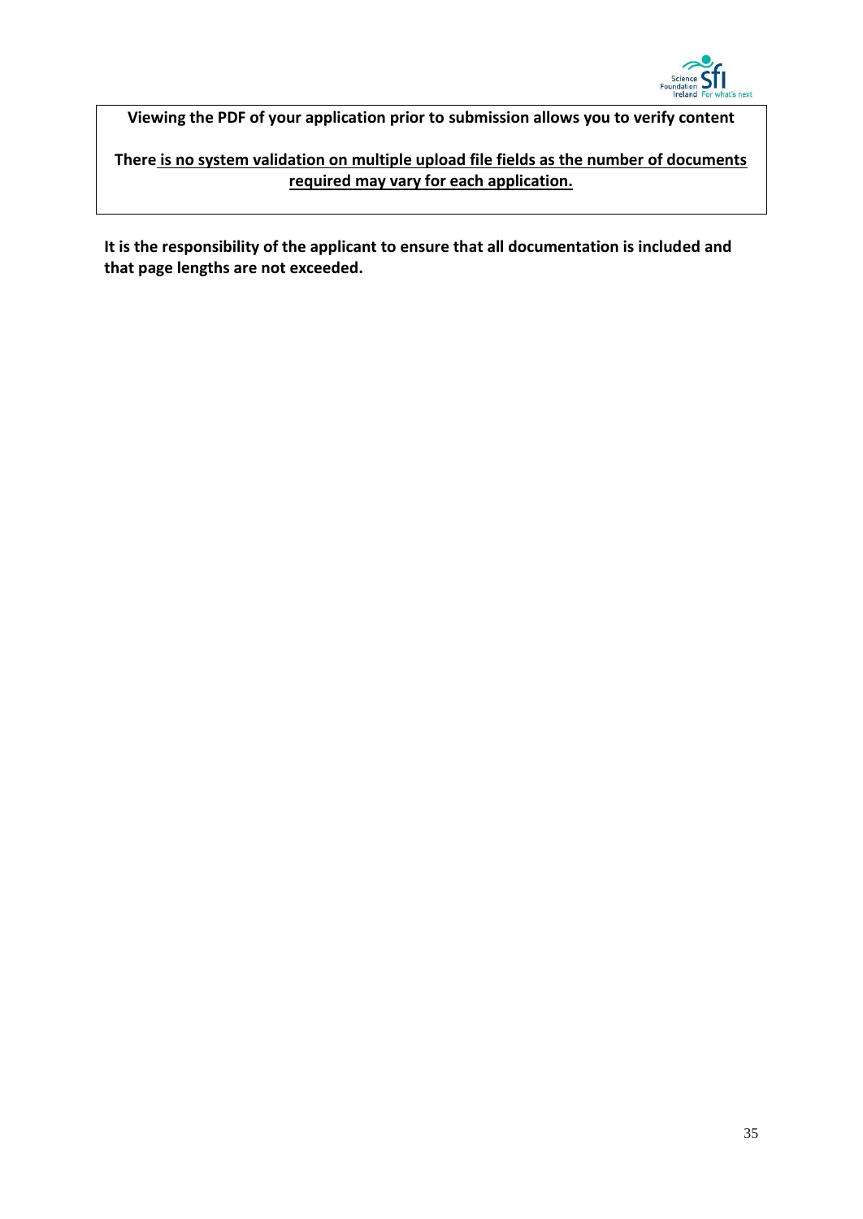**Viewing the PDF of your application prior to submission allows you to verify content**

**There is no system validation on multiple upload file fields as the number of documents required may vary for each application.**

**It is the responsibility of the applicant to ensure that all documentation is included and that page lengths are not exceeded.**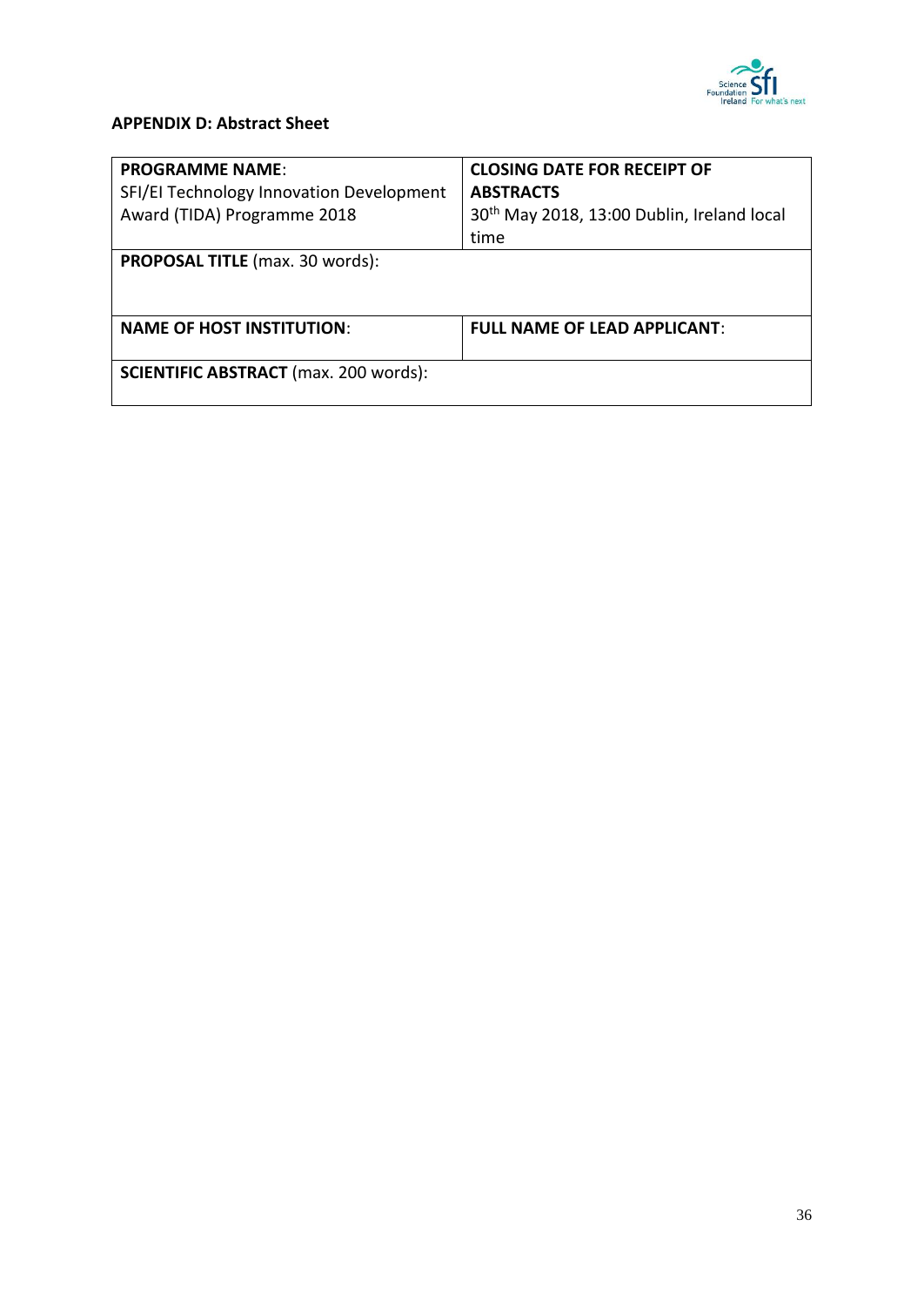**APPENDIX D: Abstract Sheet**

| | |
|---|---|
| **PROGRAMME NAME**: SFI/EI Technology Innovation Development Award (TIDA) Programme 2018 | **CLOSING DATE FOR RECEIPT OF ABSTRACTS** 30th May 2018, 13:00 Dublin, Ireland local time |
| **PROPOSAL TITLE** (max. 30 words): | |
| **NAME OF HOST INSTITUTION**: | **FULL NAME OF LEAD APPLICANT**: |
| **SCIENTIFIC ABSTRACT** (max. 200 words): | |